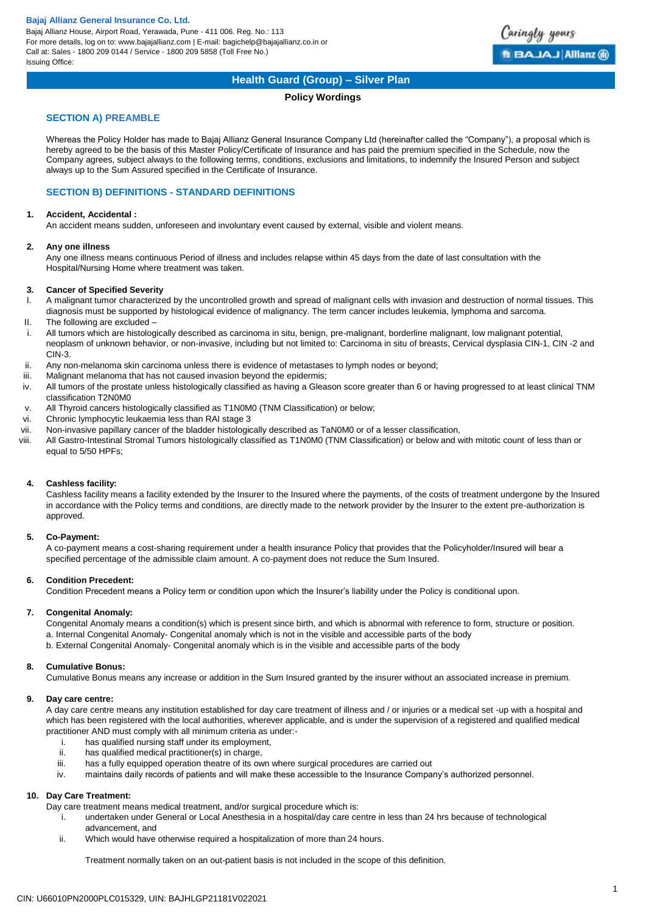**Bajaj Allianz General Insurance Co. Ltd.**
Bajaj Allianz House, Airport Road, Yerawada, Pune - 411 006. Reg. No.: 113
For more details, log on to: www.bajajallianz.com | E-mail: bagichelp@bajajallianz.co.in or
Call at: Sales - 1800 209 0144 / Service - 1800 209 5858 (Toll Free No.)
Issuing Office:

# Health Guard (Group) – Silver Plan

**Policy Wordings**

## SECTION A) PREAMBLE

Whereas the Policy Holder has made to Bajaj Allianz General Insurance Company Ltd (hereinafter called the "Company"), a proposal which is hereby agreed to be the basis of this Master Policy/Certificate of Insurance and has paid the premium specified in the Schedule, now the Company agrees, subject always to the following terms, conditions, exclusions and limitations, to indemnify the Insured Person and subject always up to the Sum Assured specified in the Certificate of Insurance.

## SECTION B) DEFINITIONS - STANDARD DEFINITIONS

**1. Accident, Accidental :**
An accident means sudden, unforeseen and involuntary event caused by external, visible and violent means.

**2. Any one illness**
Any one illness means continuous Period of illness and includes relapse within 45 days from the date of last consultation with the Hospital/Nursing Home where treatment was taken.

**3. Cancer of Specified Severity**

I. A malignant tumor characterized by the uncontrolled growth and spread of malignant cells with invasion and destruction of normal tissues. This diagnosis must be supported by histological evidence of malignancy. The term cancer includes leukemia, lymphoma and sarcoma.

II. The following are excluded –

i. All tumors which are histologically described as carcinoma in situ, benign, pre-malignant, borderline malignant, low malignant potential, neoplasm of unknown behavior, or non-invasive, including but not limited to: Carcinoma in situ of breasts, Cervical dysplasia CIN-1, CIN -2 and CIN-3.
ii. Any non-melanoma skin carcinoma unless there is evidence of metastases to lymph nodes or beyond;
iii. Malignant melanoma that has not caused invasion beyond the epidermis;
iv. All tumors of the prostate unless histologically classified as having a Gleason score greater than 6 or having progressed to at least clinical TNM classification T2N0M0
v. All Thyroid cancers histologically classified as T1N0M0 (TNM Classification) or below;
vi. Chronic lymphocytic leukaemia less than RAI stage 3
vii. Non-invasive papillary cancer of the bladder histologically described as TaN0M0 or of a lesser classification,
viii. All Gastro-Intestinal Stromal Tumors histologically classified as T1N0M0 (TNM Classification) or below and with mitotic count of less than or equal to 5/50 HPFs;

**4. Cashless facility:**
Cashless facility means a facility extended by the Insurer to the Insured where the payments, of the costs of treatment undergone by the Insured in accordance with the Policy terms and conditions, are directly made to the network provider by the Insurer to the extent pre-authorization is approved.

**5. Co-Payment:**
A co-payment means a cost-sharing requirement under a health insurance Policy that provides that the Policyholder/Insured will bear a specified percentage of the admissible claim amount. A co-payment does not reduce the Sum Insured.

**6. Condition Precedent:**
Condition Precedent means a Policy term or condition upon which the Insurer's liability under the Policy is conditional upon.

**7. Congenital Anomaly:**
Congenital Anomaly means a condition(s) which is present since birth, and which is abnormal with reference to form, structure or position.
a. Internal Congenital Anomaly- Congenital anomaly which is not in the visible and accessible parts of the body
b. External Congenital Anomaly- Congenital anomaly which is in the visible and accessible parts of the body

**8. Cumulative Bonus:**
Cumulative Bonus means any increase or addition in the Sum Insured granted by the insurer without an associated increase in premium.

**9. Day care centre:**
A day care centre means any institution established for day care treatment of illness and / or injuries or a medical set -up with a hospital and which has been registered with the local authorities, wherever applicable, and is under the supervision of a registered and qualified medical practitioner AND must comply with all minimum criteria as under:-

i. has qualified nursing staff under its employment,
ii. has qualified medical practitioner(s) in charge,
iii. has a fully equipped operation theatre of its own where surgical procedures are carried out
iv. maintains daily records of patients and will make these accessible to the Insurance Company's authorized personnel.

**10. Day Care Treatment:**
Day care treatment means medical treatment, and/or surgical procedure which is:

i. undertaken under General or Local Anesthesia in a hospital/day care centre in less than 24 hrs because of technological advancement, and
ii. Which would have otherwise required a hospitalization of more than 24 hours.

Treatment normally taken on an out-patient basis is not included in the scope of this definition.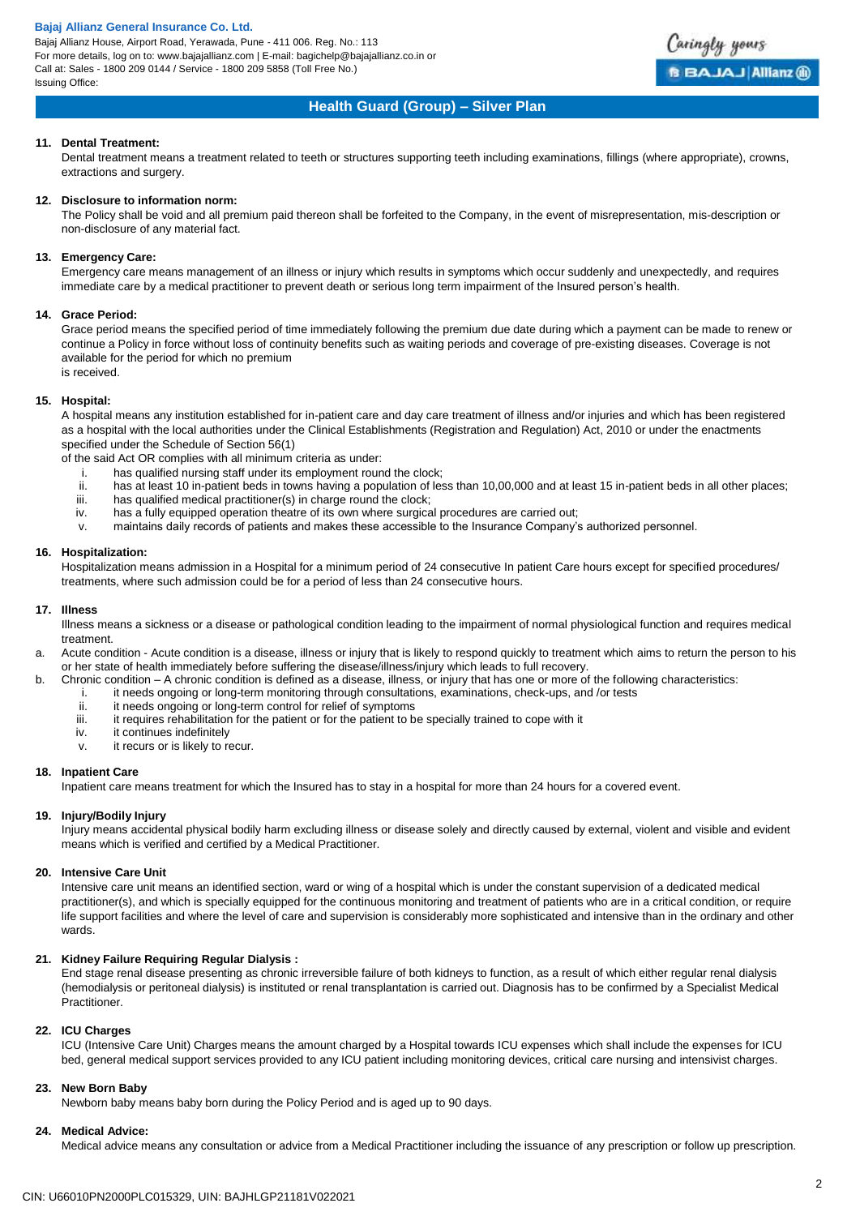**11. Dental Treatment:**

Dental treatment means a treatment related to teeth or structures supporting teeth including examinations, fillings (where appropriate), crowns, extractions and surgery.

**12. Disclosure to information norm:**

The Policy shall be void and all premium paid thereon shall be forfeited to the Company, in the event of misrepresentation, mis-description or non-disclosure of any material fact.

**13. Emergency Care:**

Emergency care means management of an illness or injury which results in symptoms which occur suddenly and unexpectedly, and requires immediate care by a medical practitioner to prevent death or serious long term impairment of the Insured person's health.

**14. Grace Period:**

Grace period means the specified period of time immediately following the premium due date during which a payment can be made to renew or continue a Policy in force without loss of continuity benefits such as waiting periods and coverage of pre-existing diseases. Coverage is not available for the period for which no premium is received.

**15. Hospital:**

A hospital means any institution established for in-patient care and day care treatment of illness and/or injuries and which has been registered as a hospital with the local authorities under the Clinical Establishments (Registration and Regulation) Act, 2010 or under the enactments specified under the Schedule of Section 56(1) of the said Act OR complies with all minimum criteria as under:

i. has qualified nursing staff under its employment round the clock;
ii. has at least 10 in-patient beds in towns having a population of less than 10,00,000 and at least 15 in-patient beds in all other places;
iii. has qualified medical practitioner(s) in charge round the clock;
iv. has a fully equipped operation theatre of its own where surgical procedures are carried out;
v. maintains daily records of patients and makes these accessible to the Insurance Company's authorized personnel.

**16. Hospitalization:**

Hospitalization means admission in a Hospital for a minimum period of 24 consecutive In patient Care hours except for specified procedures/ treatments, where such admission could be for a period of less than 24 consecutive hours.

**17. Illness**

Illness means a sickness or a disease or pathological condition leading to the impairment of normal physiological function and requires medical treatment.

a. Acute condition - Acute condition is a disease, illness or injury that is likely to respond quickly to treatment which aims to return the person to his or her state of health immediately before suffering the disease/illness/injury which leads to full recovery.

b. Chronic condition – A chronic condition is defined as a disease, illness, or injury that has one or more of the following characteristics:

i. it needs ongoing or long-term monitoring through consultations, examinations, check-ups, and /or tests
ii. it needs ongoing or long-term control for relief of symptoms
iii. it requires rehabilitation for the patient or for the patient to be specially trained to cope with it
iv. it continues indefinitely
v. it recurs or is likely to recur.

**18. Inpatient Care**

Inpatient care means treatment for which the Insured has to stay in a hospital for more than 24 hours for a covered event.

**19. Injury/Bodily Injury**

Injury means accidental physical bodily harm excluding illness or disease solely and directly caused by external, violent and visible and evident means which is verified and certified by a Medical Practitioner.

**20. Intensive Care Unit**

Intensive care unit means an identified section, ward or wing of a hospital which is under the constant supervision of a dedicated medical practitioner(s), and which is specially equipped for the continuous monitoring and treatment of patients who are in a critical condition, or require life support facilities and where the level of care and supervision is considerably more sophisticated and intensive than in the ordinary and other wards.

**21. Kidney Failure Requiring Regular Dialysis :**

End stage renal disease presenting as chronic irreversible failure of both kidneys to function, as a result of which either regular renal dialysis (hemodialysis or peritoneal dialysis) is instituted or renal transplantation is carried out. Diagnosis has to be confirmed by a Specialist Medical Practitioner.

**22. ICU Charges**

ICU (Intensive Care Unit) Charges means the amount charged by a Hospital towards ICU expenses which shall include the expenses for ICU bed, general medical support services provided to any ICU patient including monitoring devices, critical care nursing and intensivist charges.

**23. New Born Baby**

Newborn baby means baby born during the Policy Period and is aged up to 90 days.

**24. Medical Advice:**

Medical advice means any consultation or advice from a Medical Practitioner including the issuance of any prescription or follow up prescription.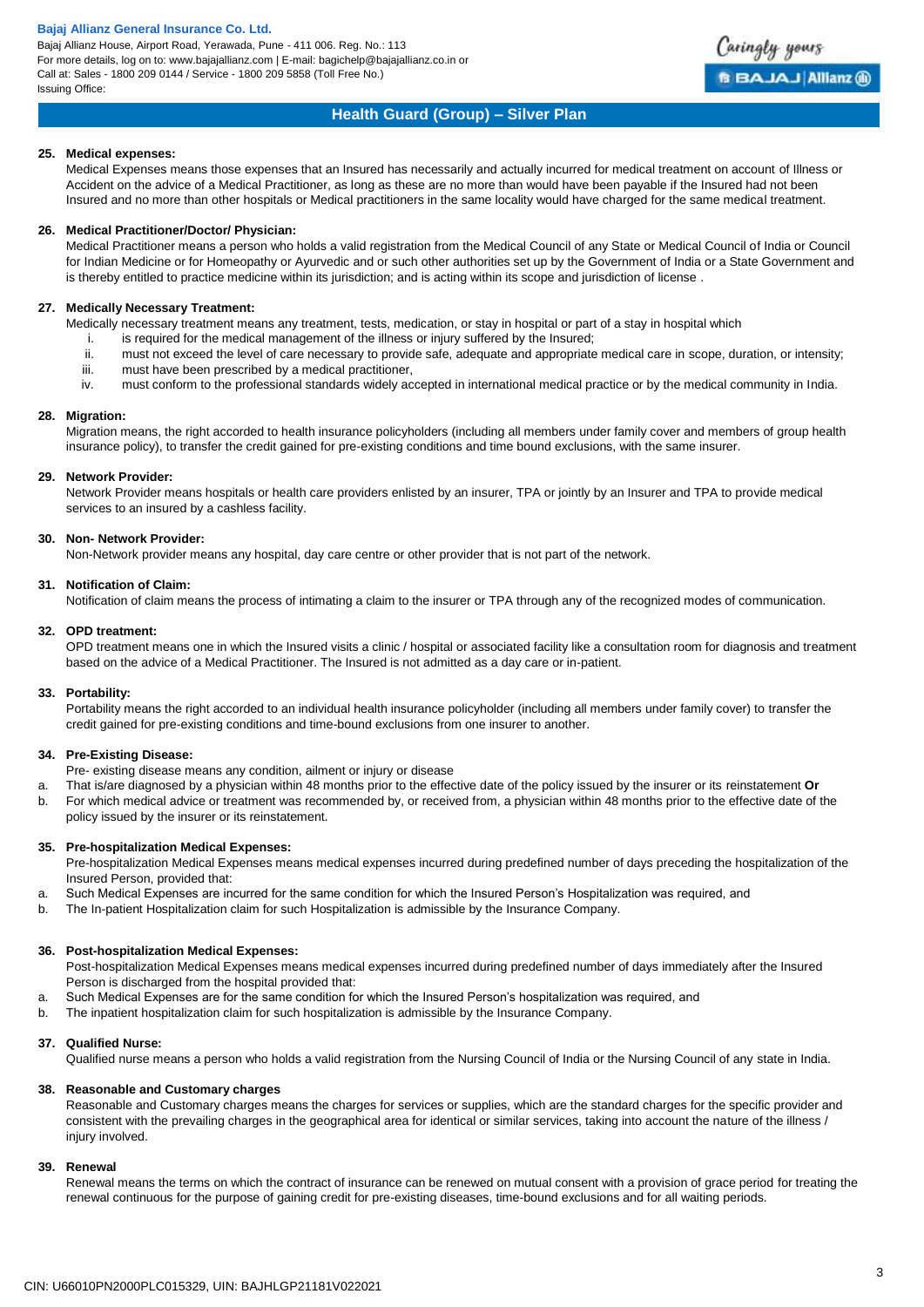**25. Medical expenses:**

Medical Expenses means those expenses that an Insured has necessarily and actually incurred for medical treatment on account of Illness or Accident on the advice of a Medical Practitioner, as long as these are no more than would have been payable if the Insured had not been Insured and no more than other hospitals or Medical practitioners in the same locality would have charged for the same medical treatment.

**26. Medical Practitioner/Doctor/ Physician:**

Medical Practitioner means a person who holds a valid registration from the Medical Council of any State or Medical Council of India or Council for Indian Medicine or for Homeopathy or Ayurvedic and or such other authorities set up by the Government of India or a State Government and is thereby entitled to practice medicine within its jurisdiction; and is acting within its scope and jurisdiction of license .

**27. Medically Necessary Treatment:**

Medically necessary treatment means any treatment, tests, medication, or stay in hospital or part of a stay in hospital which

i. is required for the medical management of the illness or injury suffered by the Insured;
ii. must not exceed the level of care necessary to provide safe, adequate and appropriate medical care in scope, duration, or intensity;
iii. must have been prescribed by a medical practitioner,
iv. must conform to the professional standards widely accepted in international medical practice or by the medical community in India.

**28. Migration:**

Migration means, the right accorded to health insurance policyholders (including all members under family cover and members of group health insurance policy), to transfer the credit gained for pre-existing conditions and time bound exclusions, with the same insurer.

**29. Network Provider:**

Network Provider means hospitals or health care providers enlisted by an insurer, TPA or jointly by an Insurer and TPA to provide medical services to an insured by a cashless facility.

**30. Non- Network Provider:**

Non-Network provider means any hospital, day care centre or other provider that is not part of the network.

**31. Notification of Claim:**

Notification of claim means the process of intimating a claim to the insurer or TPA through any of the recognized modes of communication.

**32. OPD treatment:**

OPD treatment means one in which the Insured visits a clinic / hospital or associated facility like a consultation room for diagnosis and treatment based on the advice of a Medical Practitioner. The Insured is not admitted as a day care or in-patient.

**33. Portability:**

Portability means the right accorded to an individual health insurance policyholder (including all members under family cover) to transfer the credit gained for pre-existing conditions and time-bound exclusions from one insurer to another.

**34. Pre-Existing Disease:**

Pre- existing disease means any condition, ailment or injury or disease

a. That is/are diagnosed by a physician within 48 months prior to the effective date of the policy issued by the insurer or its reinstatement **Or**
b. For which medical advice or treatment was recommended by, or received from, a physician within 48 months prior to the effective date of the policy issued by the insurer or its reinstatement.

**35. Pre-hospitalization Medical Expenses:**

Pre-hospitalization Medical Expenses means medical expenses incurred during predefined number of days preceding the hospitalization of the Insured Person, provided that:

a. Such Medical Expenses are incurred for the same condition for which the Insured Person's Hospitalization was required, and
b. The In-patient Hospitalization claim for such Hospitalization is admissible by the Insurance Company.

**36. Post-hospitalization Medical Expenses:**

Post-hospitalization Medical Expenses means medical expenses incurred during predefined number of days immediately after the Insured Person is discharged from the hospital provided that:

a. Such Medical Expenses are for the same condition for which the Insured Person's hospitalization was required, and
b. The inpatient hospitalization claim for such hospitalization is admissible by the Insurance Company.

**37. Qualified Nurse:**

Qualified nurse means a person who holds a valid registration from the Nursing Council of India or the Nursing Council of any state in India.

**38. Reasonable and Customary charges**

Reasonable and Customary charges means the charges for services or supplies, which are the standard charges for the specific provider and consistent with the prevailing charges in the geographical area for identical or similar services, taking into account the nature of the illness / injury involved.

**39. Renewal**

Renewal means the terms on which the contract of insurance can be renewed on mutual consent with a provision of grace period for treating the renewal continuous for the purpose of gaining credit for pre-existing diseases, time-bound exclusions and for all waiting periods.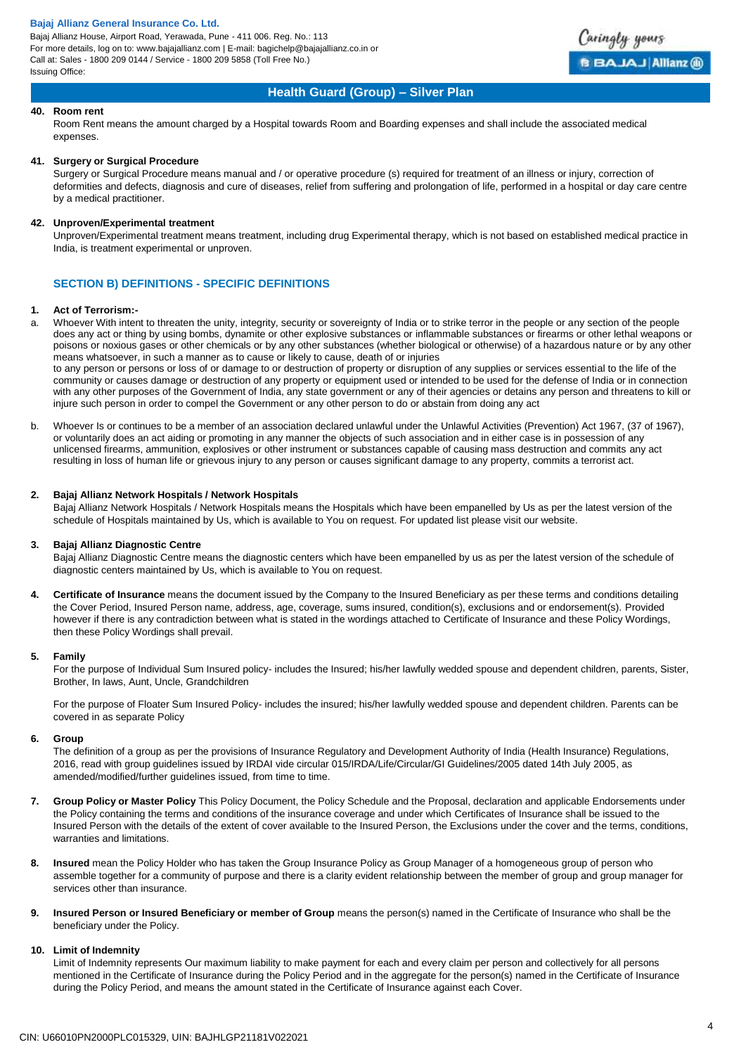**40. Room rent**

Room Rent means the amount charged by a Hospital towards Room and Boarding expenses and shall include the associated medical expenses.

**41. Surgery or Surgical Procedure**

Surgery or Surgical Procedure means manual and / or operative procedure (s) required for treatment of an illness or injury, correction of deformities and defects, diagnosis and cure of diseases, relief from suffering and prolongation of life, performed in a hospital or day care centre by a medical practitioner.

**42. Unproven/Experimental treatment**

Unproven/Experimental treatment means treatment, including drug Experimental therapy, which is not based on established medical practice in India, is treatment experimental or unproven.

## SECTION B) DEFINITIONS - SPECIFIC DEFINITIONS

**1. Act of Terrorism:-**

a. Whoever With intent to threaten the unity, integrity, security or sovereignty of India or to strike terror in the people or any section of the people does any act or thing by using bombs, dynamite or other explosive substances or inflammable substances or firearms or other lethal weapons or poisons or noxious gases or other chemicals or by any other substances (whether biological or otherwise) of a hazardous nature or by any other means whatsoever, in such a manner as to cause or likely to cause, death of or injuries
to any person or persons or loss of or damage to or destruction of property or disruption of any supplies or services essential to the life of the community or causes damage or destruction of any property or equipment used or intended to be used for the defense of India or in connection with any other purposes of the Government of India, any state government or any of their agencies or detains any person and threatens to kill or injure such person in order to compel the Government or any other person to do or abstain from doing any act

b. Whoever Is or continues to be a member of an association declared unlawful under the Unlawful Activities (Prevention) Act 1967, (37 of 1967), or voluntarily does an act aiding or promoting in any manner the objects of such association and in either case is in possession of any unlicensed firearms, ammunition, explosives or other instrument or substances capable of causing mass destruction and commits any act resulting in loss of human life or grievous injury to any person or causes significant damage to any property, commits a terrorist act.

**2. Bajaj Allianz Network Hospitals / Network Hospitals**

Bajaj Allianz Network Hospitals / Network Hospitals means the Hospitals which have been empanelled by Us as per the latest version of the schedule of Hospitals maintained by Us, which is available to You on request. For updated list please visit our website.

**3. Bajaj Allianz Diagnostic Centre**

Bajaj Allianz Diagnostic Centre means the diagnostic centers which have been empanelled by us as per the latest version of the schedule of diagnostic centers maintained by Us, which is available to You on request.

**4. Certificate of Insurance** means the document issued by the Company to the Insured Beneficiary as per these terms and conditions detailing the Cover Period, Insured Person name, address, age, coverage, sums insured, condition(s), exclusions and or endorsement(s). Provided however if there is any contradiction between what is stated in the wordings attached to Certificate of Insurance and these Policy Wordings, then these Policy Wordings shall prevail.

**5. Family**

For the purpose of Individual Sum Insured policy- includes the Insured; his/her lawfully wedded spouse and dependent children, parents, Sister, Brother, In laws, Aunt, Uncle, Grandchildren

For the purpose of Floater Sum Insured Policy- includes the insured; his/her lawfully wedded spouse and dependent children. Parents can be covered in as separate Policy

**6. Group**

The definition of a group as per the provisions of Insurance Regulatory and Development Authority of India (Health Insurance) Regulations, 2016, read with group guidelines issued by IRDAI vide circular 015/IRDA/Life/Circular/GI Guidelines/2005 dated 14th July 2005, as amended/modified/further guidelines issued, from time to time.

**7. Group Policy or Master Policy** This Policy Document, the Policy Schedule and the Proposal, declaration and applicable Endorsements under the Policy containing the terms and conditions of the insurance coverage and under which Certificates of Insurance shall be issued to the Insured Person with the details of the extent of cover available to the Insured Person, the Exclusions under the cover and the terms, conditions, warranties and limitations.

**8. Insured** mean the Policy Holder who has taken the Group Insurance Policy as Group Manager of a homogeneous group of person who assemble together for a community of purpose and there is a clarity evident relationship between the member of group and group manager for services other than insurance.

**9. Insured Person or Insured Beneficiary or member of Group** means the person(s) named in the Certificate of Insurance who shall be the beneficiary under the Policy.

**10. Limit of Indemnity**

Limit of Indemnity represents Our maximum liability to make payment for each and every claim per person and collectively for all persons mentioned in the Certificate of Insurance during the Policy Period and in the aggregate for the person(s) named in the Certificate of Insurance during the Policy Period, and means the amount stated in the Certificate of Insurance against each Cover.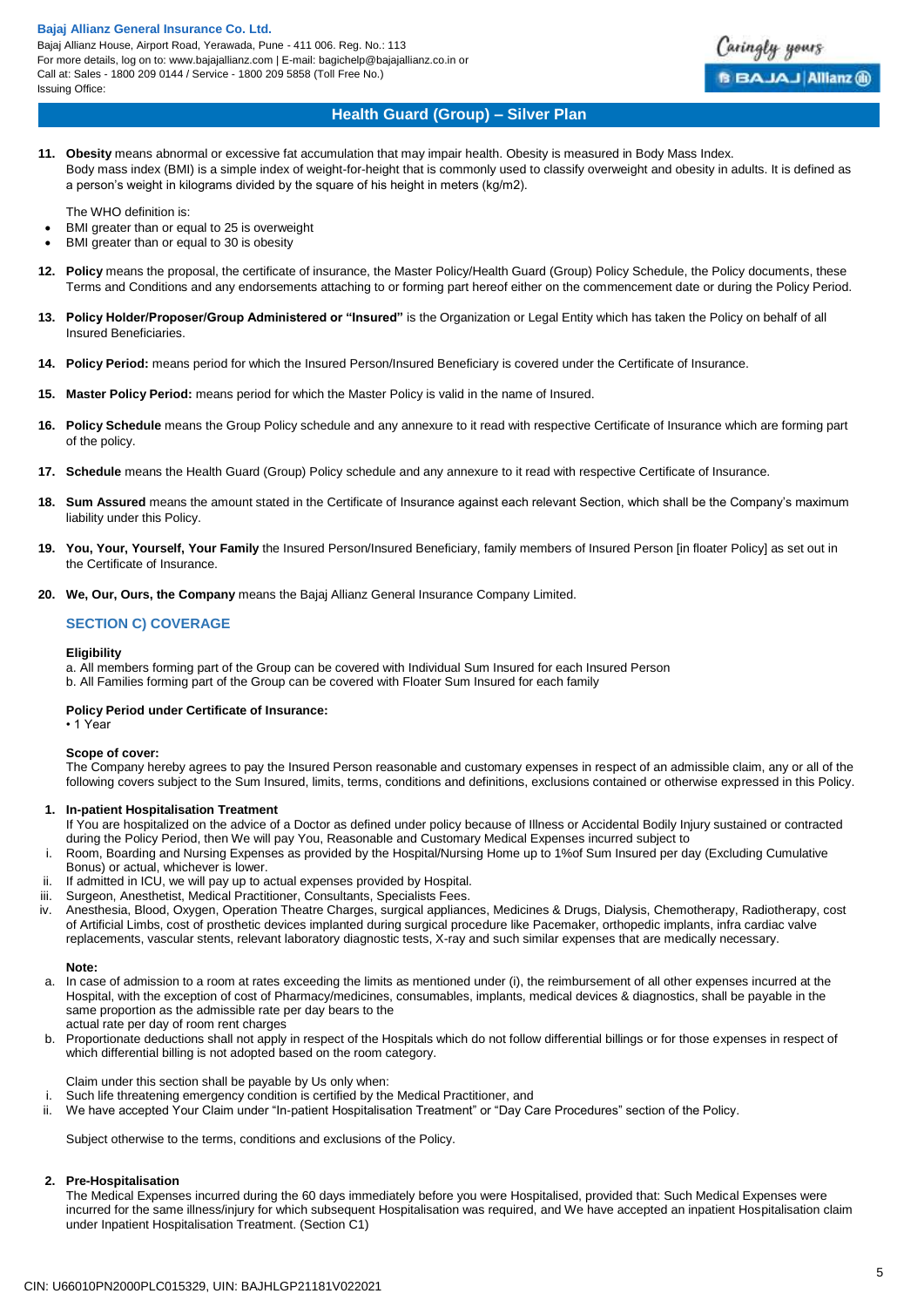**11. Obesity** means abnormal or excessive fat accumulation that may impair health. Obesity is measured in Body Mass Index.
Body mass index (BMI) is a simple index of weight-for-height that is commonly used to classify overweight and obesity in adults. It is defined as a person's weight in kilograms divided by the square of his height in meters (kg/m2).

The WHO definition is:

- BMI greater than or equal to 25 is overweight
- BMI greater than or equal to 30 is obesity

**12. Policy** means the proposal, the certificate of insurance, the Master Policy/Health Guard (Group) Policy Schedule, the Policy documents, these Terms and Conditions and any endorsements attaching to or forming part hereof either on the commencement date or during the Policy Period.

**13. Policy Holder/Proposer/Group Administered or "Insured"** is the Organization or Legal Entity which has taken the Policy on behalf of all Insured Beneficiaries.

**14. Policy Period:** means period for which the Insured Person/Insured Beneficiary is covered under the Certificate of Insurance.

**15. Master Policy Period:** means period for which the Master Policy is valid in the name of Insured.

**16. Policy Schedule** means the Group Policy schedule and any annexure to it read with respective Certificate of Insurance which are forming part of the policy.

**17. Schedule** means the Health Guard (Group) Policy schedule and any annexure to it read with respective Certificate of Insurance.

**18. Sum Assured** means the amount stated in the Certificate of Insurance against each relevant Section, which shall be the Company's maximum liability under this Policy.

**19. You, Your, Yourself, Your Family** the Insured Person/Insured Beneficiary, family members of Insured Person [in floater Policy] as set out in the Certificate of Insurance.

**20. We, Our, Ours, the Company** means the Bajaj Allianz General Insurance Company Limited.

## SECTION C) COVERAGE

**Eligibility**

a. All members forming part of the Group can be covered with Individual Sum Insured for each Insured Person
b. All Families forming part of the Group can be covered with Floater Sum Insured for each family

**Policy Period under Certificate of Insurance:**

• 1 Year

**Scope of cover:**

The Company hereby agrees to pay the Insured Person reasonable and customary expenses in respect of an admissible claim, any or all of the following covers subject to the Sum Insured, limits, terms, conditions and definitions, exclusions contained or otherwise expressed in this Policy.

**1. In-patient Hospitalisation Treatment**

If You are hospitalized on the advice of a Doctor as defined under policy because of Illness or Accidental Bodily Injury sustained or contracted during the Policy Period, then We will pay You, Reasonable and Customary Medical Expenses incurred subject to

i. Room, Boarding and Nursing Expenses as provided by the Hospital/Nursing Home up to 1%of Sum Insured per day (Excluding Cumulative Bonus) or actual, whichever is lower.
ii. If admitted in ICU, we will pay up to actual expenses provided by Hospital.
iii. Surgeon, Anesthetist, Medical Practitioner, Consultants, Specialists Fees.
iv. Anesthesia, Blood, Oxygen, Operation Theatre Charges, surgical appliances, Medicines & Drugs, Dialysis, Chemotherapy, Radiotherapy, cost of Artificial Limbs, cost of prosthetic devices implanted during surgical procedure like Pacemaker, orthopedic implants, infra cardiac valve replacements, vascular stents, relevant laboratory diagnostic tests, X-ray and such similar expenses that are medically necessary.

**Note:**

a. In case of admission to a room at rates exceeding the limits as mentioned under (i), the reimbursement of all other expenses incurred at the Hospital, with the exception of cost of Pharmacy/medicines, consumables, implants, medical devices & diagnostics, shall be payable in the same proportion as the admissible rate per day bears to the
actual rate per day of room rent charges
b. Proportionate deductions shall not apply in respect of the Hospitals which do not follow differential billings or for those expenses in respect of which differential billing is not adopted based on the room category.

Claim under this section shall be payable by Us only when:

i. Such life threatening emergency condition is certified by the Medical Practitioner, and
ii. We have accepted Your Claim under "In-patient Hospitalisation Treatment" or "Day Care Procedures" section of the Policy.

Subject otherwise to the terms, conditions and exclusions of the Policy.

**2. Pre-Hospitalisation**

The Medical Expenses incurred during the 60 days immediately before you were Hospitalised, provided that: Such Medical Expenses were incurred for the same illness/injury for which subsequent Hospitalisation was required, and We have accepted an inpatient Hospitalisation claim under Inpatient Hospitalisation Treatment. (Section C1)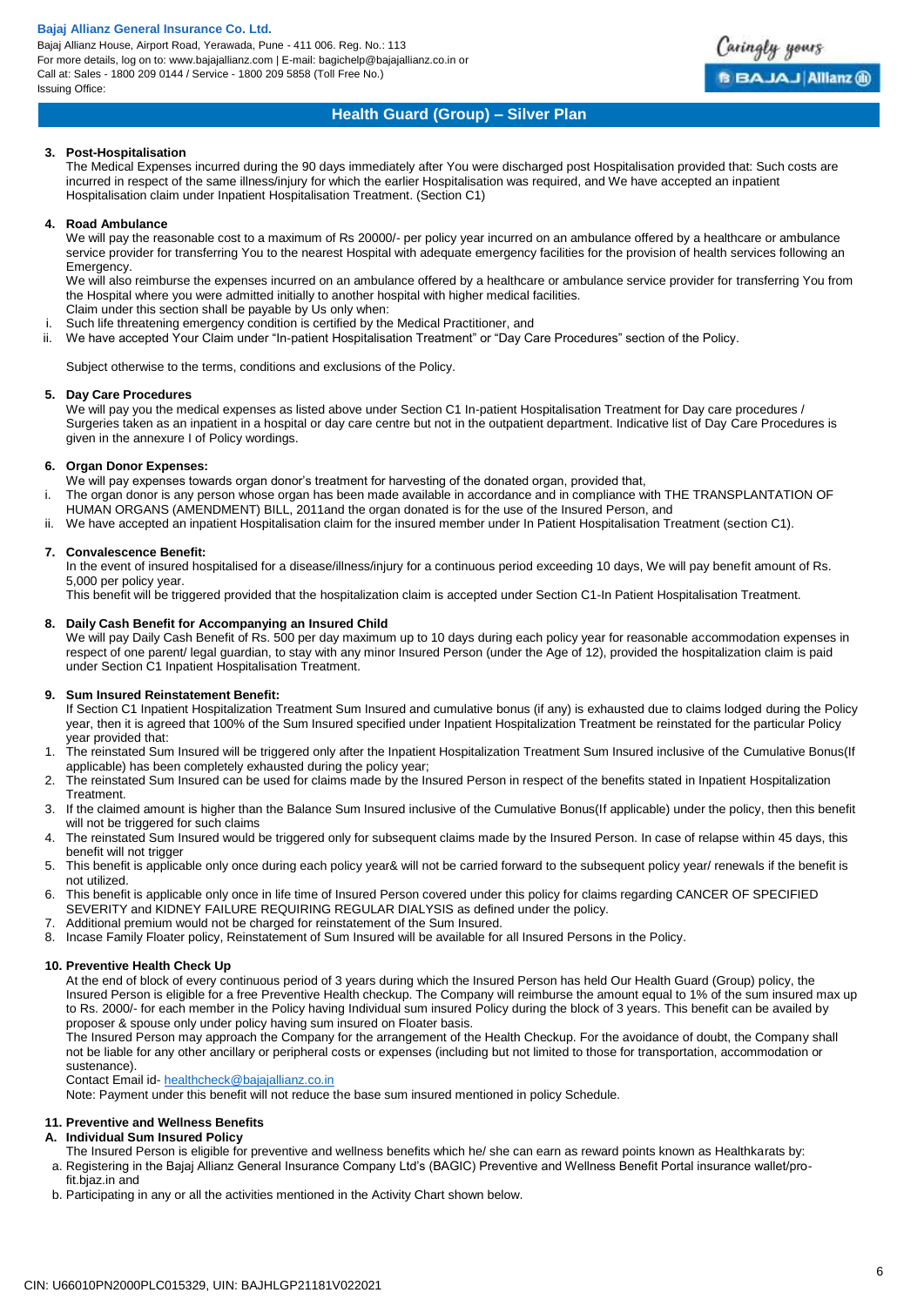## Health Guard (Group) – Silver Plan

**3. Post-Hospitalisation**

The Medical Expenses incurred during the 90 days immediately after You were discharged post Hospitalisation provided that: Such costs are incurred in respect of the same illness/injury for which the earlier Hospitalisation was required, and We have accepted an inpatient Hospitalisation claim under Inpatient Hospitalisation Treatment. (Section C1)

**4. Road Ambulance**

We will pay the reasonable cost to a maximum of Rs 20000/- per policy year incurred on an ambulance offered by a healthcare or ambulance service provider for transferring You to the nearest Hospital with adequate emergency facilities for the provision of health services following an Emergency.

We will also reimburse the expenses incurred on an ambulance offered by a healthcare or ambulance service provider for transferring You from the Hospital where you were admitted initially to another hospital with higher medical facilities.

Claim under this section shall be payable by Us only when:

i. Such life threatening emergency condition is certified by the Medical Practitioner, and
ii. We have accepted Your Claim under "In-patient Hospitalisation Treatment" or "Day Care Procedures" section of the Policy.

Subject otherwise to the terms, conditions and exclusions of the Policy.

**5. Day Care Procedures**

We will pay you the medical expenses as listed above under Section C1 In-patient Hospitalisation Treatment for Day care procedures / Surgeries taken as an inpatient in a hospital or day care centre but not in the outpatient department. Indicative list of Day Care Procedures is given in the annexure I of Policy wordings.

**6. Organ Donor Expenses:**

We will pay expenses towards organ donor's treatment for harvesting of the donated organ, provided that,

i. The organ donor is any person whose organ has been made available in accordance and in compliance with THE TRANSPLANTATION OF HUMAN ORGANS (AMENDMENT) BILL, 2011and the organ donated is for the use of the Insured Person, and
ii. We have accepted an inpatient Hospitalisation claim for the insured member under In Patient Hospitalisation Treatment (section C1).

**7. Convalescence Benefit:**

In the event of insured hospitalised for a disease/illness/injury for a continuous period exceeding 10 days, We will pay benefit amount of Rs. 5,000 per policy year.

This benefit will be triggered provided that the hospitalization claim is accepted under Section C1-In Patient Hospitalisation Treatment.

**8. Daily Cash Benefit for Accompanying an Insured Child**

We will pay Daily Cash Benefit of Rs. 500 per day maximum up to 10 days during each policy year for reasonable accommodation expenses in respect of one parent/ legal guardian, to stay with any minor Insured Person (under the Age of 12), provided the hospitalization claim is paid under Section C1 Inpatient Hospitalisation Treatment.

**9. Sum Insured Reinstatement Benefit:**

If Section C1 Inpatient Hospitalization Treatment Sum Insured and cumulative bonus (if any) is exhausted due to claims lodged during the Policy year, then it is agreed that 100% of the Sum Insured specified under Inpatient Hospitalization Treatment be reinstated for the particular Policy year provided that:

1. The reinstated Sum Insured will be triggered only after the Inpatient Hospitalization Treatment Sum Insured inclusive of the Cumulative Bonus(If applicable) has been completely exhausted during the policy year;
2. The reinstated Sum Insured can be used for claims made by the Insured Person in respect of the benefits stated in Inpatient Hospitalization Treatment.
3. If the claimed amount is higher than the Balance Sum Insured inclusive of the Cumulative Bonus(If applicable) under the policy, then this benefit will not be triggered for such claims
4. The reinstated Sum Insured would be triggered only for subsequent claims made by the Insured Person. In case of relapse within 45 days, this benefit will not trigger
5. This benefit is applicable only once during each policy year& will not be carried forward to the subsequent policy year/ renewals if the benefit is not utilized.
6. This benefit is applicable only once in life time of Insured Person covered under this policy for claims regarding CANCER OF SPECIFIED SEVERITY and KIDNEY FAILURE REQUIRING REGULAR DIALYSIS as defined under the policy.
7. Additional premium would not be charged for reinstatement of the Sum Insured.
8. Incase Family Floater policy, Reinstatement of Sum Insured will be available for all Insured Persons in the Policy.

**10. Preventive Health Check Up**

At the end of block of every continuous period of 3 years during which the Insured Person has held Our Health Guard (Group) policy, the Insured Person is eligible for a free Preventive Health checkup. The Company will reimburse the amount equal to 1% of the sum insured max up to Rs. 2000/- for each member in the Policy having Individual sum insured Policy during the block of 3 years. This benefit can be availed by proposer & spouse only under policy having sum insured on Floater basis.

The Insured Person may approach the Company for the arrangement of the Health Checkup. For the avoidance of doubt, the Company shall not be liable for any other ancillary or peripheral costs or expenses (including but not limited to those for transportation, accommodation or sustenance).

Contact Email id- healthcheck@bajajallianz.co.in

Note: Payment under this benefit will not reduce the base sum insured mentioned in policy Schedule.

**11. Preventive and Wellness Benefits**

**A. Individual Sum Insured Policy**

The Insured Person is eligible for preventive and wellness benefits which he/ she can earn as reward points known as Healthkarats by:

a. Registering in the Bajaj Allianz General Insurance Company Ltd's (BAGIC) Preventive and Wellness Benefit Portal insurance wallet/pro-fit.bjaz.in and
b. Participating in any or all the activities mentioned in the Activity Chart shown below.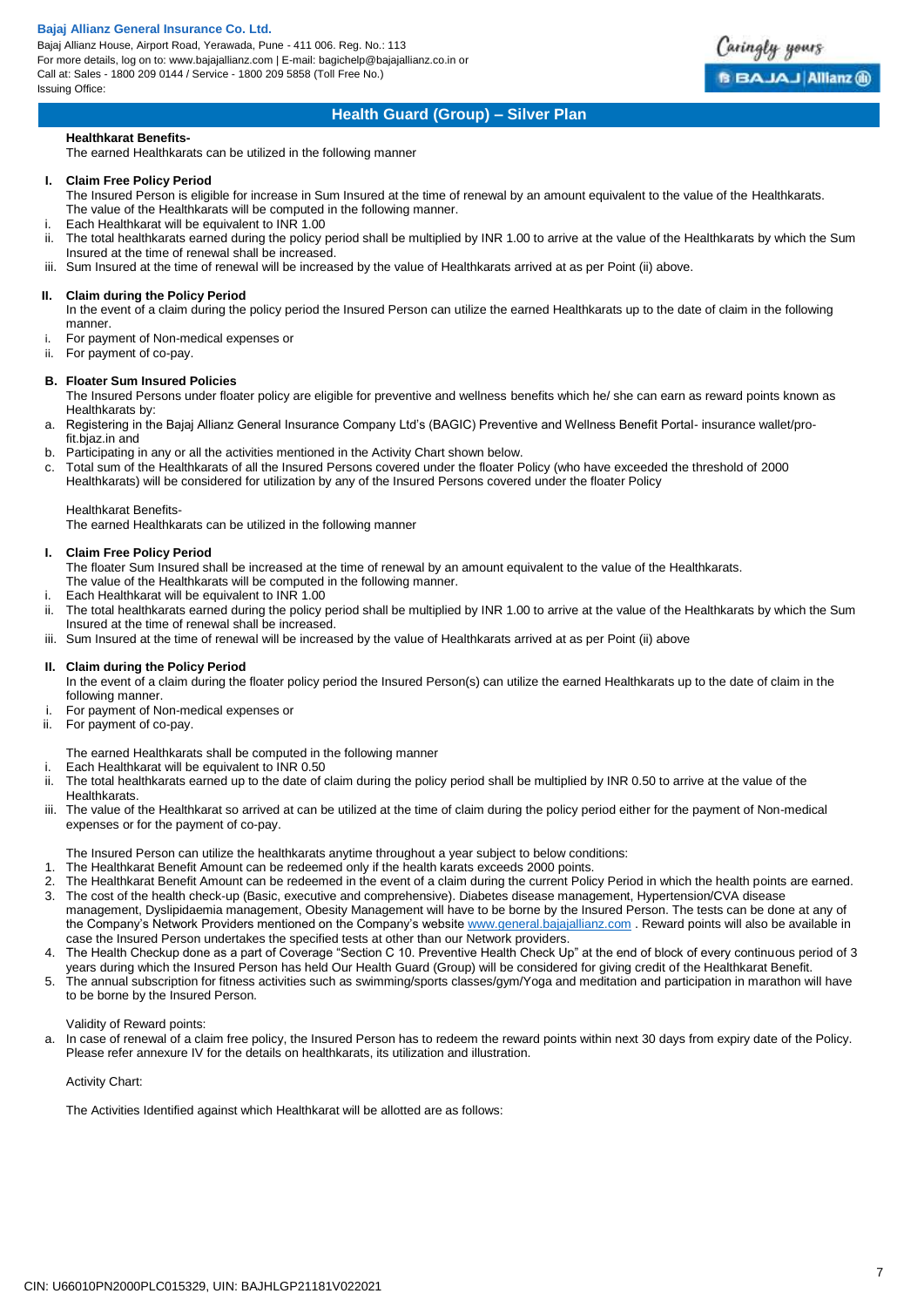## Health Guard (Group) – Silver Plan

**Healthkarat Benefits-**

The earned Healthkarats can be utilized in the following manner

**I. Claim Free Policy Period**

The Insured Person is eligible for increase in Sum Insured at the time of renewal by an amount equivalent to the value of the Healthkarats. The value of the Healthkarats will be computed in the following manner.

i. Each Healthkarat will be equivalent to INR 1.00
ii. The total healthkarats earned during the policy period shall be multiplied by INR 1.00 to arrive at the value of the Healthkarats by which the Sum Insured at the time of renewal shall be increased.
iii. Sum Insured at the time of renewal will be increased by the value of Healthkarats arrived at as per Point (ii) above.

**II. Claim during the Policy Period**

In the event of a claim during the policy period the Insured Person can utilize the earned Healthkarats up to the date of claim in the following manner.

i. For payment of Non-medical expenses or
ii. For payment of co-pay.

**B. Floater Sum Insured Policies**

The Insured Persons under floater policy are eligible for preventive and wellness benefits which he/ she can earn as reward points known as Healthkarats by:

a. Registering in the Bajaj Allianz General Insurance Company Ltd's (BAGIC) Preventive and Wellness Benefit Portal- insurance wallet/pro-fit.bjaz.in and
b. Participating in any or all the activities mentioned in the Activity Chart shown below.
c. Total sum of the Healthkarats of all the Insured Persons covered under the floater Policy (who have exceeded the threshold of 2000 Healthkarats) will be considered for utilization by any of the Insured Persons covered under the floater Policy

Healthkarat Benefits-

The earned Healthkarats can be utilized in the following manner

**I. Claim Free Policy Period**

The floater Sum Insured shall be increased at the time of renewal by an amount equivalent to the value of the Healthkarats. The value of the Healthkarats will be computed in the following manner.

i. Each Healthkarat will be equivalent to INR 1.00
ii. The total healthkarats earned during the policy period shall be multiplied by INR 1.00 to arrive at the value of the Healthkarats by which the Sum Insured at the time of renewal shall be increased.
iii. Sum Insured at the time of renewal will be increased by the value of Healthkarats arrived at as per Point (ii) above

**II. Claim during the Policy Period**

In the event of a claim during the floater policy period the Insured Person(s) can utilize the earned Healthkarats up to the date of claim in the following manner.

i. For payment of Non-medical expenses or
ii. For payment of co-pay.

The earned Healthkarats shall be computed in the following manner

i. Each Healthkarat will be equivalent to INR 0.50
ii. The total healthkarats earned up to the date of claim during the policy period shall be multiplied by INR 0.50 to arrive at the value of the Healthkarats.
iii. The value of the Healthkarat so arrived at can be utilized at the time of claim during the policy period either for the payment of Non-medical expenses or for the payment of co-pay.

The Insured Person can utilize the healthkarats anytime throughout a year subject to below conditions:

1. The Healthkarat Benefit Amount can be redeemed only if the health karats exceeds 2000 points.
2. The Healthkarat Benefit Amount can be redeemed in the event of a claim during the current Policy Period in which the health points are earned.
3. The cost of the health check-up (Basic, executive and comprehensive). Diabetes disease management, Hypertension/CVA disease management, Dyslipidaemia management, Obesity Management will have to be borne by the Insured Person. The tests can be done at any of the Company's Network Providers mentioned on the Company's website www.general.bajajallianz.com . Reward points will also be available in case the Insured Person undertakes the specified tests at other than our Network providers.
4. The Health Checkup done as a part of Coverage "Section C 10. Preventive Health Check Up" at the end of block of every continuous period of 3 years during which the Insured Person has held Our Health Guard (Group) will be considered for giving credit of the Healthkarat Benefit.
5. The annual subscription for fitness activities such as swimming/sports classes/gym/Yoga and meditation and participation in marathon will have to be borne by the Insured Person.

Validity of Reward points:

a. In case of renewal of a claim free policy, the Insured Person has to redeem the reward points within next 30 days from expiry date of the Policy. Please refer annexure IV for the details on healthkarats, its utilization and illustration.

Activity Chart:

The Activities Identified against which Healthkarat will be allotted are as follows: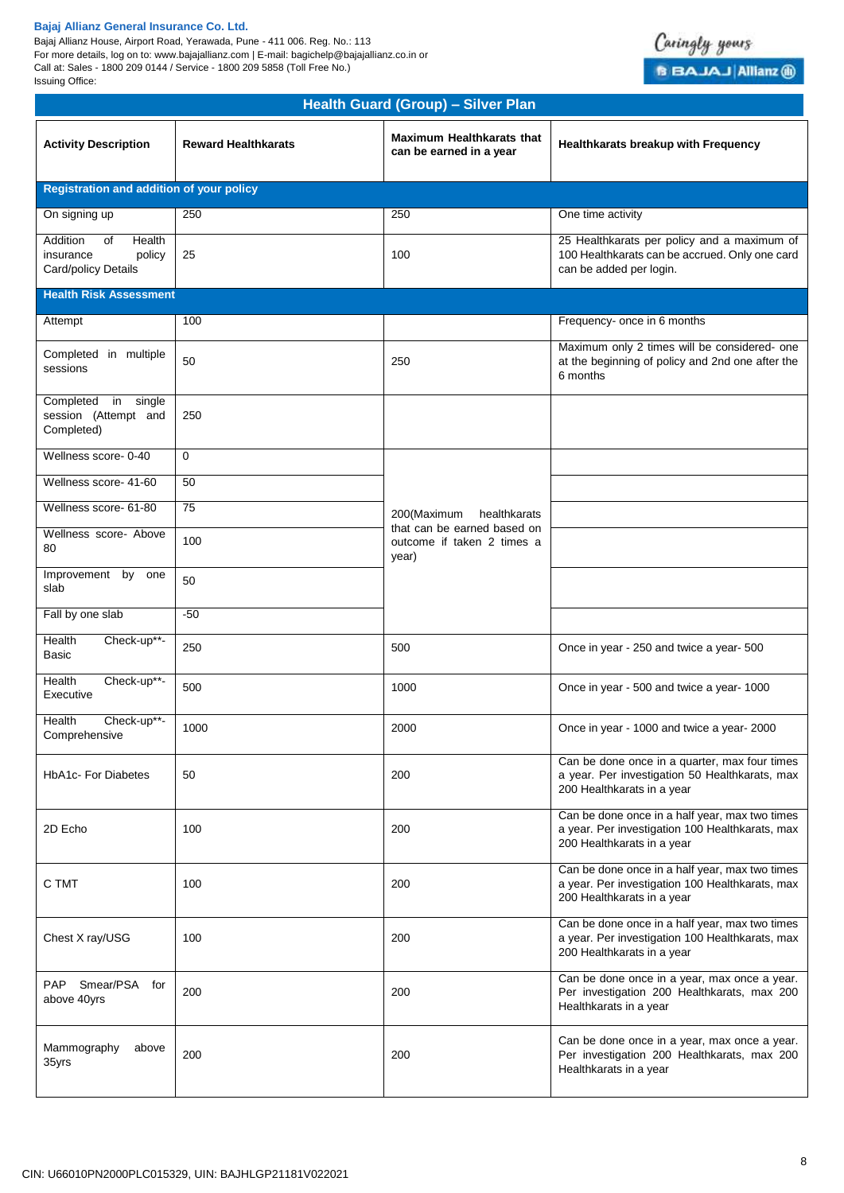**Bajaj Allianz General Insurance Co. Ltd.**
Bajaj Allianz House, Airport Road, Yerawada, Pune - 411 006. Reg. No.: 113
For more details, log on to: www.bajajallianz.com | E-mail: bagichelp@bajajallianz.co.in or
Call at: Sales - 1800 209 0144 / Service - 1800 209 5858 (Toll Free No.)
Issuing Office:

## Health Guard (Group) – Silver Plan

| Activity Description | Reward Healthkarats | Maximum Healthkarats that can be earned in a year | Healthkarats breakup with Frequency |
|---|---|---|---|
| **Registration and addition of your policy** | | | |
| On signing up | 250 | 250 | One time activity |
| Addition of Health insurance policy Card/policy Details | 25 | 100 | 25 Healthkarats per policy and a maximum of 100 Healthkarats can be accrued. Only one card can be added per login. |
| **Health Risk Assessment** | | | |
| Attempt | 100 | | Frequency- once in 6 months |
| Completed in multiple sessions | 50 | 250 | Maximum only 2 times will be considered- one at the beginning of policy and 2nd one after the 6 months |
| Completed in single session (Attempt and Completed) | 250 | | |
| Wellness score- 0-40 | 0 | 200(Maximum healthkarats that can be earned based on outcome if taken 2 times a year) | |
| Wellness score- 41-60 | 50 | | |
| Wellness score- 61-80 | 75 | | |
| Wellness score- Above 80 | 100 | | |
| Improvement by one slab | 50 | | |
| Fall by one slab | -50 | | |
| Health Check-up**- Basic | 250 | 500 | Once in year - 250 and twice a year- 500 |
| Health Check-up**- Executive | 500 | 1000 | Once in year - 500 and twice a year- 1000 |
| Health Check-up**- Comprehensive | 1000 | 2000 | Once in year - 1000 and twice a year- 2000 |
| HbA1c- For Diabetes | 50 | 200 | Can be done once in a quarter, max four times a year. Per investigation 50 Healthkarats, max 200 Healthkarats in a year |
| 2D Echo | 100 | 200 | Can be done once in a half year, max two times a year. Per investigation 100 Healthkarats, max 200 Healthkarats in a year |
| C TMT | 100 | 200 | Can be done once in a half year, max two times a year. Per investigation 100 Healthkarats, max 200 Healthkarats in a year |
| Chest X ray/USG | 100 | 200 | Can be done once in a half year, max two times a year. Per investigation 100 Healthkarats, max 200 Healthkarats in a year |
| PAP Smear/PSA for above 40yrs | 200 | 200 | Can be done once in a year, max once a year. Per investigation 200 Healthkarats, max 200 Healthkarats in a year |
| Mammography above 35yrs | 200 | 200 | Can be done once in a year, max once a year. Per investigation 200 Healthkarats, max 200 Healthkarats in a year |

CIN: U66010PN2000PLC015329, UIN: BAJHLGP21181V022021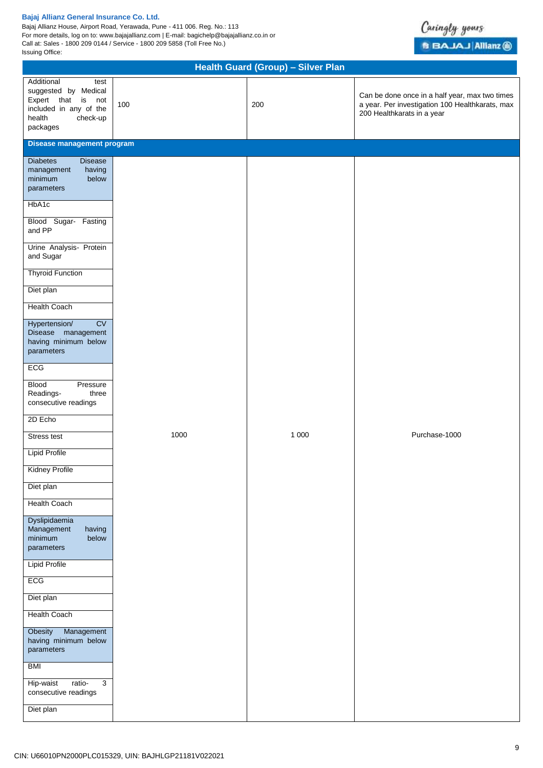## Health Guard (Group) – Silver Plan

| | | | |
|---|---|---|---|
| Additional test suggested by Medical Expert that is not included in any of the health check-up packages | 100 | 200 | Can be done once in a half year, max two times a year. Per investigation 100 Healthkarats, max 200 Healthkarats in a year |
| **Disease management program** | | | |
| Diabetes Disease management having minimum below parameters | 1000 | 1 000 | Purchase-1000 |
| HbA1c | | | |
| Blood Sugar- Fasting and PP | | | |
| Urine Analysis- Protein and Sugar | | | |
| Thyroid Function | | | |
| Diet plan | | | |
| Health Coach | | | |
| Hypertension/ CV Disease management having minimum below parameters | | | |
| ECG | | | |
| Blood Pressure Readings- three consecutive readings | | | |
| 2D Echo | | | |
| Stress test | | | |
| Lipid Profile | | | |
| Kidney Profile | | | |
| Diet plan | | | |
| Health Coach | | | |
| Dyslipidaemia Management having minimum below parameters | | | |
| Lipid Profile | | | |
| ECG | | | |
| Diet plan | | | |
| Health Coach | | | |
| Obesity Management having minimum below parameters | | | |
| BMI | | | |
| Hip-waist ratio- 3 consecutive readings | | | |
| Diet plan | | | |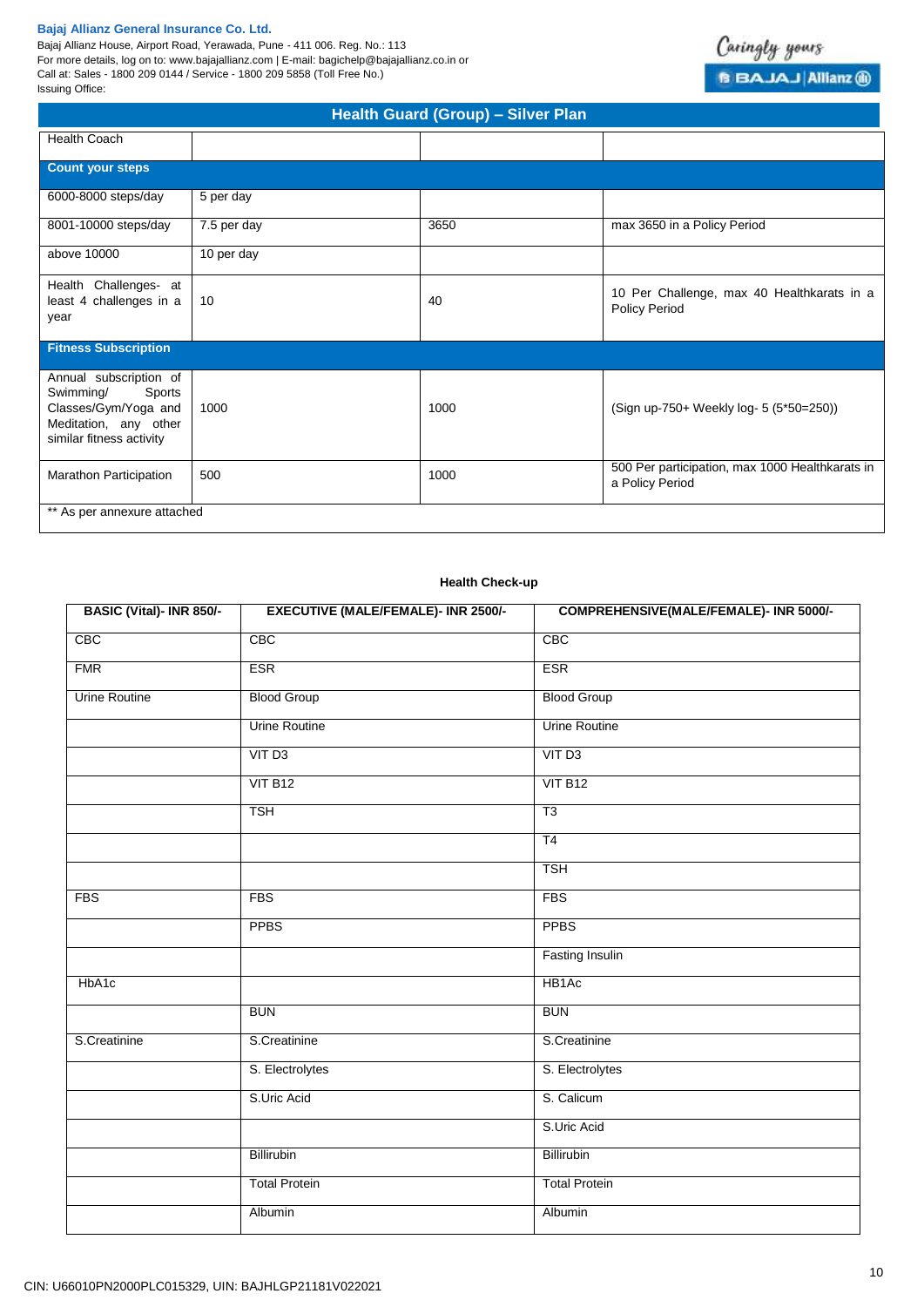## Health Guard (Group) – Silver Plan

| Health Coach | | | |
|---|---|---|---|
| **Count your steps** | | | |
| 6000-8000 steps/day | 5 per day | | |
| 8001-10000 steps/day | 7.5 per day | 3650 | max 3650 in a Policy Period |
| above 10000 | 10 per day | | |
| Health Challenges- at least 4 challenges in a year | 10 | 40 | 10 Per Challenge, max 40 Healthkarats in a Policy Period |
| **Fitness Subscription** | | | |
| Annual subscription of Swimming/ Sports Classes/Gym/Yoga and Meditation, any other similar fitness activity | 1000 | 1000 | (Sign up-750+ Weekly log- 5 (5*50=250)) |
| Marathon Participation | 500 | 1000 | 500 Per participation, max 1000 Healthkarats in a Policy Period |
| ** As per annexure attached | | | |

**Health Check-up**

| BASIC (Vital)- INR 850/- | EXECUTIVE (MALE/FEMALE)- INR 2500/- | COMPREHENSIVE(MALE/FEMALE)- INR 5000/- |
|---|---|---|
| CBC | CBC | CBC |
| FMR | ESR | ESR |
| Urine Routine | Blood Group | Blood Group |
| | Urine Routine | Urine Routine |
| | VIT D3 | VIT D3 |
| | VIT B12 | VIT B12 |
| | TSH | T3 |
| | | T4 |
| | | TSH |
| FBS | FBS | FBS |
| | PPBS | PPBS |
| | | Fasting Insulin |
| HbA1c | | HB1Ac |
| | BUN | BUN |
| S.Creatinine | S.Creatinine | S.Creatinine |
| | S. Electrolytes | S. Electrolytes |
| | S.Uric Acid | S. Calicum |
| | | S.Uric Acid |
| | Billirubin | Billirubin |
| | Total Protein | Total Protein |
| | Albumin | Albumin |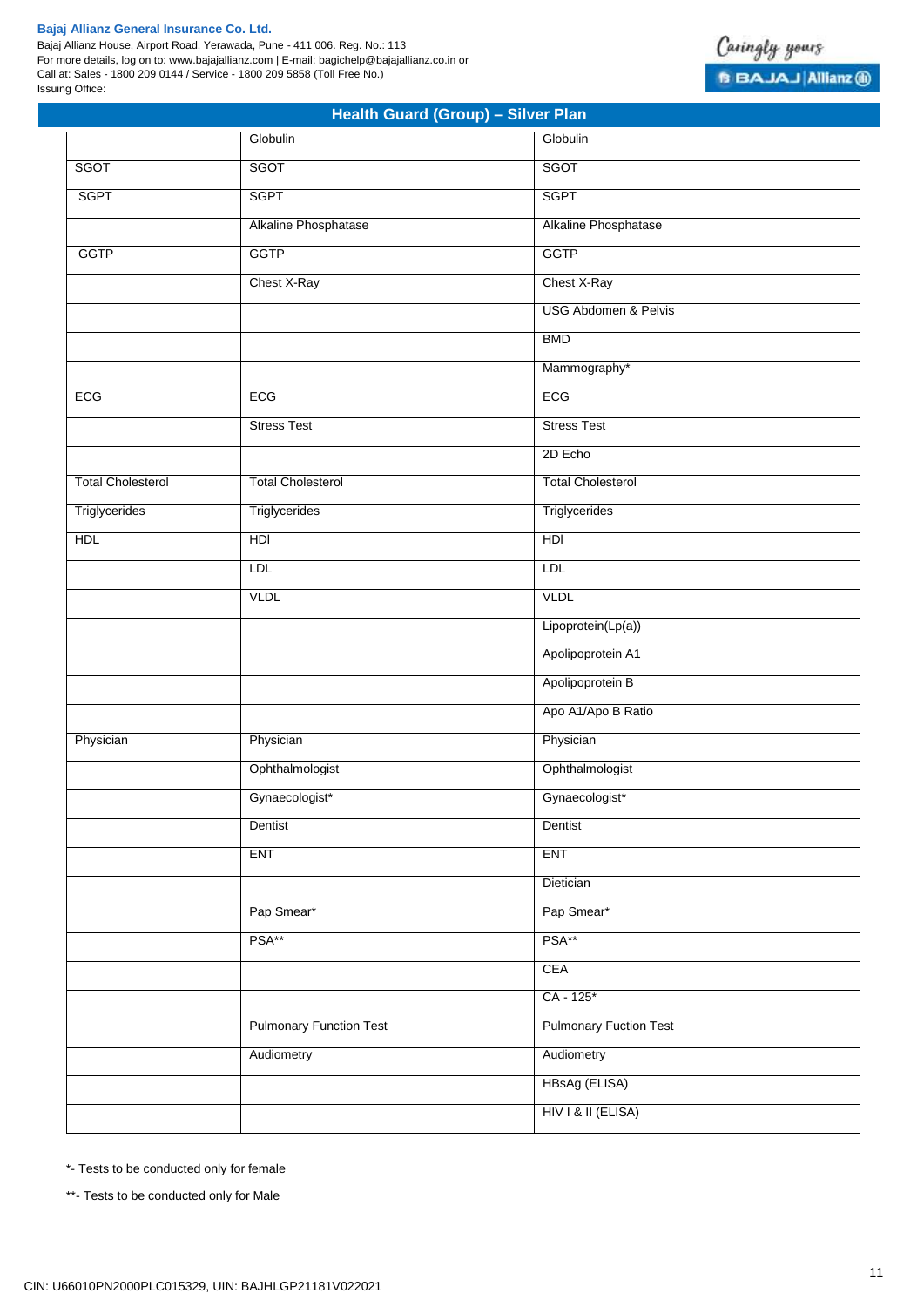## Health Guard (Group) – Silver Plan

| | | |
|---|---|---|
| | Globulin | Globulin |
| SGOT | SGOT | SGOT |
| SGPT | SGPT | SGPT |
| | Alkaline Phosphatase | Alkaline Phosphatase |
| GGTP | GGTP | GGTP |
| | Chest X-Ray | Chest X-Ray |
| | | USG Abdomen & Pelvis |
| | | BMD |
| | | Mammography* |
| ECG | ECG | ECG |
| | Stress Test | Stress Test |
| | | 2D Echo |
| Total Cholesterol | Total Cholesterol | Total Cholesterol |
| Triglycerides | Triglycerides | Triglycerides |
| HDL | HDl | HDl |
| | LDL | LDL |
| | VLDL | VLDL |
| | | Lipoprotein(Lp(a)) |
| | | Apolipoprotein A1 |
| | | Apolipoprotein B |
| | | Apo A1/Apo B Ratio |
| Physician | Physician | Physician |
| | Ophthalmologist | Ophthalmologist |
| | Gynaecologist* | Gynaecologist* |
| | Dentist | Dentist |
| | ENT | ENT |
| | | Dietician |
| | Pap Smear* | Pap Smear* |
| | PSA** | PSA** |
| | | CEA |
| | | CA - 125* |
| | Pulmonary Function Test | Pulmonary Fuction Test |
| | Audiometry | Audiometry |
| | | HBsAg (ELISA) |
| | | HIV I & II (ELISA) |

*- Tests to be conducted only for female

**- Tests to be conducted only for Male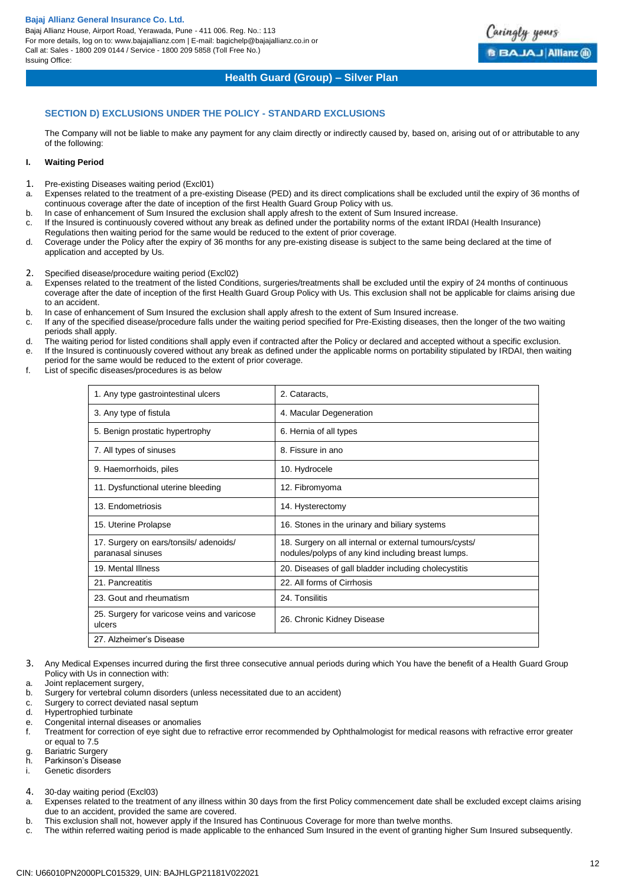## SECTION D) EXCLUSIONS UNDER THE POLICY - STANDARD EXCLUSIONS

The Company will not be liable to make any payment for any claim directly or indirectly caused by, based on, arising out of or attributable to any of the following:

### I. Waiting Period

1. Pre-existing Diseases waiting period (Excl01)
   a. Expenses related to the treatment of a pre-existing Disease (PED) and its direct complications shall be excluded until the expiry of 36 months of continuous coverage after the date of inception of the first Health Guard Group Policy with us.
   b. In case of enhancement of Sum Insured the exclusion shall apply afresh to the extent of Sum Insured increase.
   c. If the Insured is continuously covered without any break as defined under the portability norms of the extant IRDAI (Health Insurance) Regulations then waiting period for the same would be reduced to the extent of prior coverage.
   d. Coverage under the Policy after the expiry of 36 months for any pre-existing disease is subject to the same being declared at the time of application and accepted by Us.

2. Specified disease/procedure waiting period (Excl02)
   a. Expenses related to the treatment of the listed Conditions, surgeries/treatments shall be excluded until the expiry of 24 months of continuous coverage after the date of inception of the first Health Guard Group Policy with Us. This exclusion shall not be applicable for claims arising due to an accident.
   b. In case of enhancement of Sum Insured the exclusion shall apply afresh to the extent of Sum Insured increase.
   c. If any of the specified disease/procedure falls under the waiting period specified for Pre-Existing diseases, then the longer of the two waiting periods shall apply.
   d. The waiting period for listed conditions shall apply even if contracted after the Policy or declared and accepted without a specific exclusion.
   e. If the Insured is continuously covered without any break as defined under the applicable norms on portability stipulated by IRDAI, then waiting period for the same would be reduced to the extent of prior coverage.
   f. List of specific diseases/procedures is as below

| | |
|---|---|
| 1. Any type gastrointestinal ulcers | 2. Cataracts, |
| 3. Any type of fistula | 4. Macular Degeneration |
| 5. Benign prostatic hypertrophy | 6. Hernia of all types |
| 7. All types of sinuses | 8. Fissure in ano |
| 9. Haemorrhoids, piles | 10. Hydrocele |
| 11. Dysfunctional uterine bleeding | 12. Fibromyoma |
| 13. Endometriosis | 14. Hysterectomy |
| 15. Uterine Prolapse | 16. Stones in the urinary and biliary systems |
| 17. Surgery on ears/tonsils/ adenoids/ paranasal sinuses | 18. Surgery on all internal or external tumours/cysts/ nodules/polyps of any kind including breast lumps. |
| 19. Mental Illness | 20. Diseases of gall bladder including cholecystitis |
| 21. Pancreatitis | 22. All forms of Cirrhosis |
| 23. Gout and rheumatism | 24. Tonsilitis |
| 25. Surgery for varicose veins and varicose ulcers | 26. Chronic Kidney Disease |
| 27. Alzheimer's Disease | |

3. Any Medical Expenses incurred during the first three consecutive annual periods during which You have the benefit of a Health Guard Group Policy with Us in connection with:
   a. Joint replacement surgery,
   b. Surgery for vertebral column disorders (unless necessitated due to an accident)
   c. Surgery to correct deviated nasal septum
   d. Hypertrophied turbinate
   e. Congenital internal diseases or anomalies
   f. Treatment for correction of eye sight due to refractive error recommended by Ophthalmologist for medical reasons with refractive error greater or equal to 7.5
   g. Bariatric Surgery
   h. Parkinson's Disease
   i. Genetic disorders

4. 30-day waiting period (Excl03)
   a. Expenses related to the treatment of any illness within 30 days from the first Policy commencement date shall be excluded except claims arising due to an accident, provided the same are covered.
   b. This exclusion shall not, however apply if the Insured has Continuous Coverage for more than twelve months.
   c. The within referred waiting period is made applicable to the enhanced Sum Insured in the event of granting higher Sum Insured subsequently.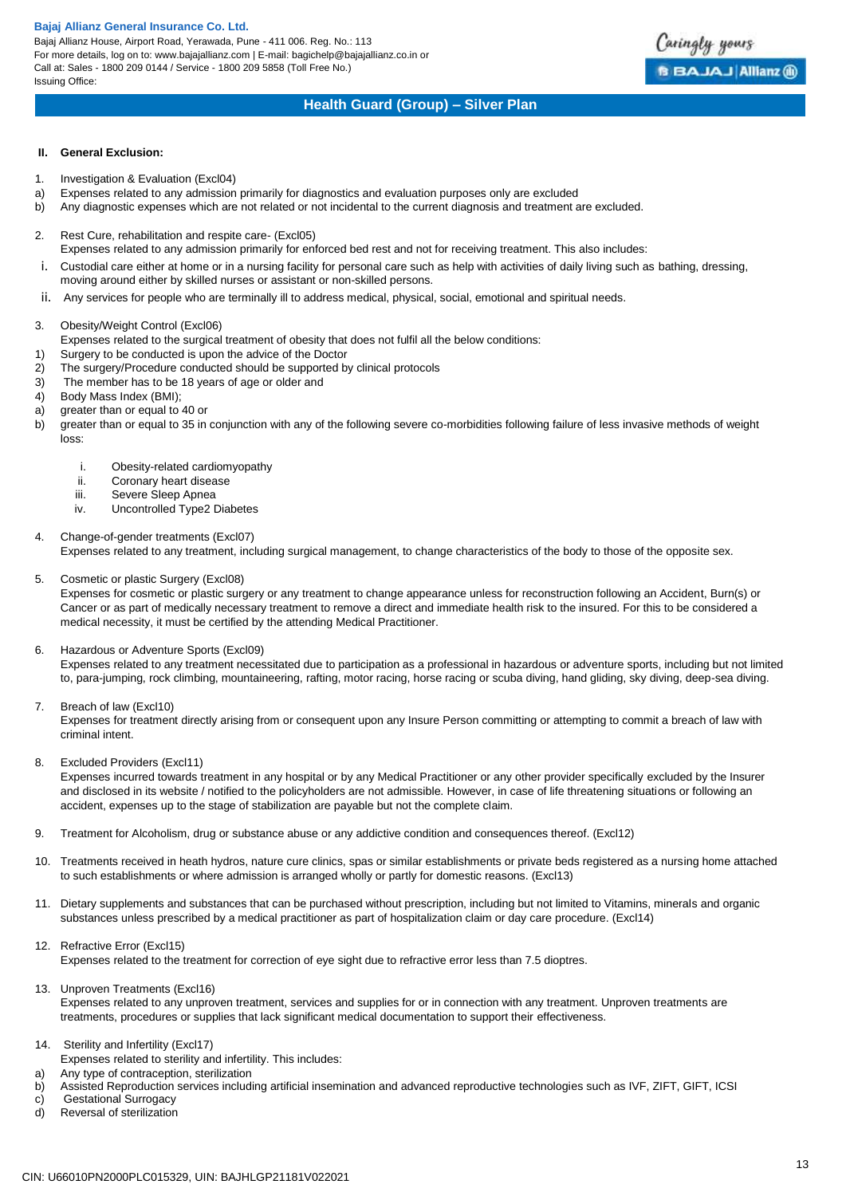**II. General Exclusion:**

1. Investigation & Evaluation (Excl04)
   a) Expenses related to any admission primarily for diagnostics and evaluation purposes only are excluded
   b) Any diagnostic expenses which are not related or not incidental to the current diagnosis and treatment are excluded.

2. Rest Cure, rehabilitation and respite care- (Excl05)
   Expenses related to any admission primarily for enforced bed rest and not for receiving treatment. This also includes:
   i. Custodial care either at home or in a nursing facility for personal care such as help with activities of daily living such as bathing, dressing, moving around either by skilled nurses or assistant or non-skilled persons.
   ii. Any services for people who are terminally ill to address medical, physical, social, emotional and spiritual needs.

3. Obesity/Weight Control (Excl06)
   Expenses related to the surgical treatment of obesity that does not fulfil all the below conditions:
   1) Surgery to be conducted is upon the advice of the Doctor
   2) The surgery/Procedure conducted should be supported by clinical protocols
   3) The member has to be 18 years of age or older and
   4) Body Mass Index (BMI);
   a) greater than or equal to 40 or
   b) greater than or equal to 35 in conjunction with any of the following severe co-morbidities following failure of less invasive methods of weight loss:
      i. Obesity-related cardiomyopathy
      ii. Coronary heart disease
      iii. Severe Sleep Apnea
      iv. Uncontrolled Type2 Diabetes

4. Change-of-gender treatments (Excl07)
   Expenses related to any treatment, including surgical management, to change characteristics of the body to those of the opposite sex.

5. Cosmetic or plastic Surgery (Excl08)
   Expenses for cosmetic or plastic surgery or any treatment to change appearance unless for reconstruction following an Accident, Burn(s) or Cancer or as part of medically necessary treatment to remove a direct and immediate health risk to the insured. For this to be considered a medical necessity, it must be certified by the attending Medical Practitioner.

6. Hazardous or Adventure Sports (Excl09)
   Expenses related to any treatment necessitated due to participation as a professional in hazardous or adventure sports, including but not limited to, para-jumping, rock climbing, mountaineering, rafting, motor racing, horse racing or scuba diving, hand gliding, sky diving, deep-sea diving.

7. Breach of law (Excl10)
   Expenses for treatment directly arising from or consequent upon any Insure Person committing or attempting to commit a breach of law with criminal intent.

8. Excluded Providers (Excl11)
   Expenses incurred towards treatment in any hospital or by any Medical Practitioner or any other provider specifically excluded by the Insurer and disclosed in its website / notified to the policyholders are not admissible. However, in case of life threatening situations or following an accident, expenses up to the stage of stabilization are payable but not the complete claim.

9. Treatment for Alcoholism, drug or substance abuse or any addictive condition and consequences thereof. (Excl12)

10. Treatments received in heath hydros, nature cure clinics, spas or similar establishments or private beds registered as a nursing home attached to such establishments or where admission is arranged wholly or partly for domestic reasons. (Excl13)

11. Dietary supplements and substances that can be purchased without prescription, including but not limited to Vitamins, minerals and organic substances unless prescribed by a medical practitioner as part of hospitalization claim or day care procedure. (Excl14)

12. Refractive Error (Excl15)
    Expenses related to the treatment for correction of eye sight due to refractive error less than 7.5 dioptres.

13. Unproven Treatments (Excl16)
    Expenses related to any unproven treatment, services and supplies for or in connection with any treatment. Unproven treatments are treatments, procedures or supplies that lack significant medical documentation to support their effectiveness.

14. Sterility and Infertility (Excl17)
    Expenses related to sterility and infertility. This includes:
    a) Any type of contraception, sterilization
    b) Assisted Reproduction services including artificial insemination and advanced reproductive technologies such as IVF, ZIFT, GIFT, ICSI
    c) Gestational Surrogacy
    d) Reversal of sterilization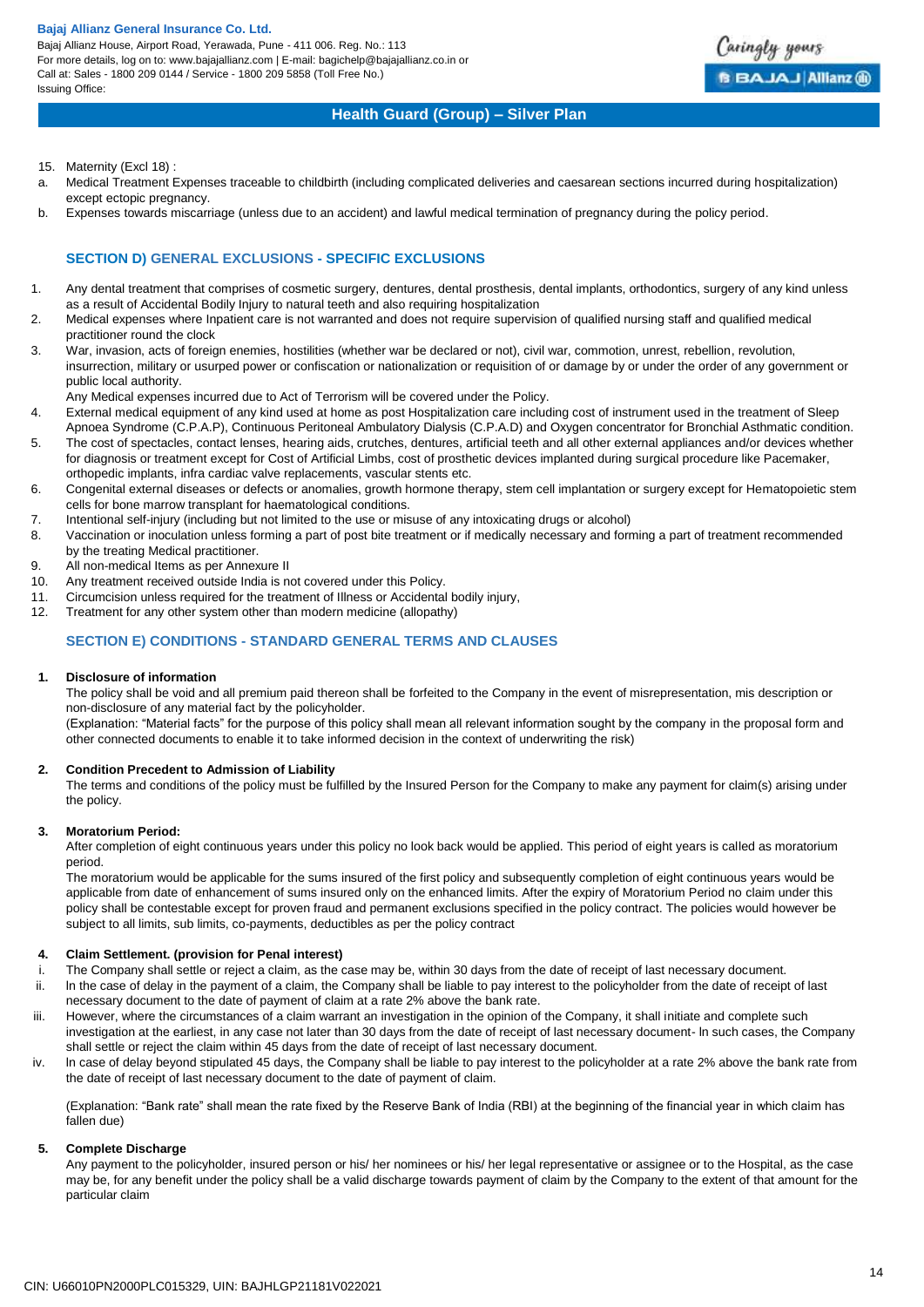15. Maternity (Excl 18) :

a. Medical Treatment Expenses traceable to childbirth (including complicated deliveries and caesarean sections incurred during hospitalization) except ectopic pregnancy.

b. Expenses towards miscarriage (unless due to an accident) and lawful medical termination of pregnancy during the policy period.

### SECTION D) GENERAL EXCLUSIONS - SPECIFIC EXCLUSIONS

1. Any dental treatment that comprises of cosmetic surgery, dentures, dental prosthesis, dental implants, orthodontics, surgery of any kind unless as a result of Accidental Bodily Injury to natural teeth and also requiring hospitalization
2. Medical expenses where Inpatient care is not warranted and does not require supervision of qualified nursing staff and qualified medical practitioner round the clock
3. War, invasion, acts of foreign enemies, hostilities (whether war be declared or not), civil war, commotion, unrest, rebellion, revolution, insurrection, military or usurped power or confiscation or nationalization or requisition of or damage by or under the order of any government or public local authority.

   Any Medical expenses incurred due to Act of Terrorism will be covered under the Policy.
4. External medical equipment of any kind used at home as post Hospitalization care including cost of instrument used in the treatment of Sleep Apnoea Syndrome (C.P.A.P), Continuous Peritoneal Ambulatory Dialysis (C.P.A.D) and Oxygen concentrator for Bronchial Asthmatic condition.
5. The cost of spectacles, contact lenses, hearing aids, crutches, dentures, artificial teeth and all other external appliances and/or devices whether for diagnosis or treatment except for Cost of Artificial Limbs, cost of prosthetic devices implanted during surgical procedure like Pacemaker, orthopedic implants, infra cardiac valve replacements, vascular stents etc.
6. Congenital external diseases or defects or anomalies, growth hormone therapy, stem cell implantation or surgery except for Hematopoietic stem cells for bone marrow transplant for haematological conditions.
7. Intentional self-injury (including but not limited to the use or misuse of any intoxicating drugs or alcohol)
8. Vaccination or inoculation unless forming a part of post bite treatment or if medically necessary and forming a part of treatment recommended by the treating Medical practitioner.
9. All non-medical Items as per Annexure II
10. Any treatment received outside India is not covered under this Policy.
11. Circumcision unless required for the treatment of Illness or Accidental bodily injury,
12. Treatment for any other system other than modern medicine (allopathy)

### SECTION E) CONDITIONS - STANDARD GENERAL TERMS AND CLAUSES

**1. Disclosure of information**

The policy shall be void and all premium paid thereon shall be forfeited to the Company in the event of misrepresentation, mis description or non-disclosure of any material fact by the policyholder.

(Explanation: "Material facts" for the purpose of this policy shall mean all relevant information sought by the company in the proposal form and other connected documents to enable it to take informed decision in the context of underwriting the risk)

**2. Condition Precedent to Admission of Liability**

The terms and conditions of the policy must be fulfilled by the Insured Person for the Company to make any payment for claim(s) arising under the policy.

**3. Moratorium Period:**

After completion of eight continuous years under this policy no look back would be applied. This period of eight years is called as moratorium period.

The moratorium would be applicable for the sums insured of the first policy and subsequently completion of eight continuous years would be applicable from date of enhancement of sums insured only on the enhanced limits. After the expiry of Moratorium Period no claim under this policy shall be contestable except for proven fraud and permanent exclusions specified in the policy contract. The policies would however be subject to all limits, sub limits, co-payments, deductibles as per the policy contract

**4. Claim Settlement. (provision for Penal interest)**

i. The Company shall settle or reject a claim, as the case may be, within 30 days from the date of receipt of last necessary document.

ii. In the case of delay in the payment of a claim, the Company shall be liable to pay interest to the policyholder from the date of receipt of last necessary document to the date of payment of claim at a rate 2% above the bank rate.

iii. However, where the circumstances of a claim warrant an investigation in the opinion of the Company, it shall initiate and complete such investigation at the earliest, in any case not later than 30 days from the date of receipt of last necessary document- In such cases, the Company shall settle or reject the claim within 45 days from the date of receipt of last necessary document.

iv. In case of delay beyond stipulated 45 days, the Company shall be liable to pay interest to the policyholder at a rate 2% above the bank rate from the date of receipt of last necessary document to the date of payment of claim.

(Explanation: "Bank rate" shall mean the rate fixed by the Reserve Bank of India (RBI) at the beginning of the financial year in which claim has fallen due)

**5. Complete Discharge**

Any payment to the policyholder, insured person or his/ her nominees or his/ her legal representative or assignee or to the Hospital, as the case may be, for any benefit under the policy shall be a valid discharge towards payment of claim by the Company to the extent of that amount for the particular claim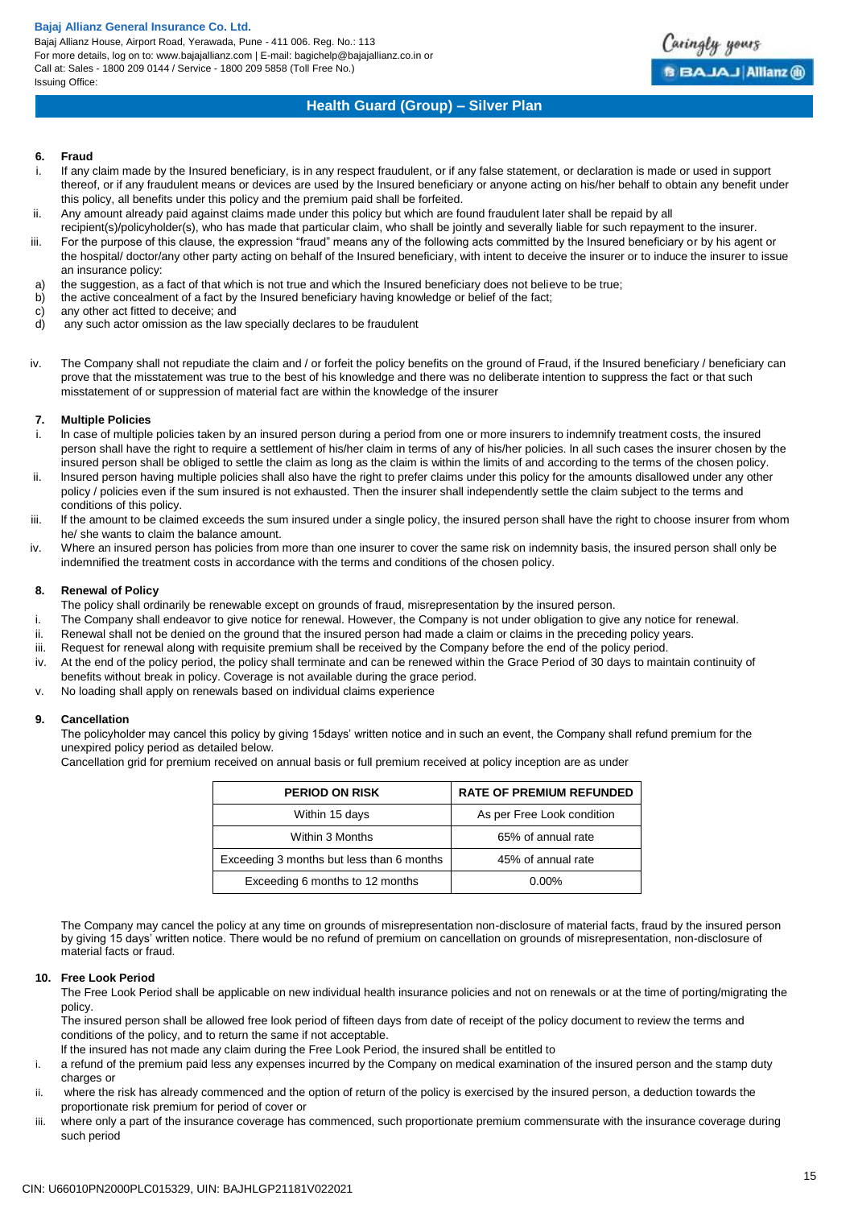### 6. Fraud

i. If any claim made by the Insured beneficiary, is in any respect fraudulent, or if any false statement, or declaration is made or used in support thereof, or if any fraudulent means or devices are used by the Insured beneficiary or anyone acting on his/her behalf to obtain any benefit under this policy, all benefits under this policy and the premium paid shall be forfeited.

ii. Any amount already paid against claims made under this policy but which are found fraudulent later shall be repaid by all recipient(s)/policyholder(s), who has made that particular claim, who shall be jointly and severally liable for such repayment to the insurer.

iii. For the purpose of this clause, the expression "fraud" means any of the following acts committed by the Insured beneficiary or by his agent or the hospital/ doctor/any other party acting on behalf of the Insured beneficiary, with intent to deceive the insurer or to induce the insurer to issue an insurance policy:

a) the suggestion, as a fact of that which is not true and which the Insured beneficiary does not believe to be true;
b) the active concealment of a fact by the Insured beneficiary having knowledge or belief of the fact;
c) any other act fitted to deceive; and
d) any such actor omission as the law specially declares to be fraudulent

iv. The Company shall not repudiate the claim and / or forfeit the policy benefits on the ground of Fraud, if the Insured beneficiary / beneficiary can prove that the misstatement was true to the best of his knowledge and there was no deliberate intention to suppress the fact or that such misstatement of or suppression of material fact are within the knowledge of the insurer

### 7. Multiple Policies

i. In case of multiple policies taken by an insured person during a period from one or more insurers to indemnify treatment costs, the insured person shall have the right to require a settlement of his/her claim in terms of any of his/her policies. In all such cases the insurer chosen by the insured person shall be obliged to settle the claim as long as the claim is within the limits of and according to the terms of the chosen policy.

ii. Insured person having multiple policies shall also have the right to prefer claims under this policy for the amounts disallowed under any other policy / policies even if the sum insured is not exhausted. Then the insurer shall independently settle the claim subject to the terms and conditions of this policy.

iii. If the amount to be claimed exceeds the sum insured under a single policy, the insured person shall have the right to choose insurer from whom he/ she wants to claim the balance amount.

iv. Where an insured person has policies from more than one insurer to cover the same risk on indemnity basis, the insured person shall only be indemnified the treatment costs in accordance with the terms and conditions of the chosen policy.

### 8. Renewal of Policy

The policy shall ordinarily be renewable except on grounds of fraud, misrepresentation by the insured person.

i. The Company shall endeavor to give notice for renewal. However, the Company is not under obligation to give any notice for renewal.
ii. Renewal shall not be denied on the ground that the insured person had made a claim or claims in the preceding policy years.
iii. Request for renewal along with requisite premium shall be received by the Company before the end of the policy period.
iv. At the end of the policy period, the policy shall terminate and can be renewed within the Grace Period of 30 days to maintain continuity of benefits without break in policy. Coverage is not available during the grace period.
v. No loading shall apply on renewals based on individual claims experience

### 9. Cancellation

The policyholder may cancel this policy by giving 15days' written notice and in such an event, the Company shall refund premium for the unexpired policy period as detailed below.

Cancellation grid for premium received on annual basis or full premium received at policy inception are as under

| PERIOD ON RISK | RATE OF PREMIUM REFUNDED |
|---|---|
| Within 15 days | As per Free Look condition |
| Within 3 Months | 65% of annual rate |
| Exceeding 3 months but less than 6 months | 45% of annual rate |
| Exceeding 6 months to 12 months | 0.00% |

The Company may cancel the policy at any time on grounds of misrepresentation non-disclosure of material facts, fraud by the insured person by giving 15 days' written notice. There would be no refund of premium on cancellation on grounds of misrepresentation, non-disclosure of material facts or fraud.

### 10. Free Look Period

The Free Look Period shall be applicable on new individual health insurance policies and not on renewals or at the time of porting/migrating the policy.

The insured person shall be allowed free look period of fifteen days from date of receipt of the policy document to review the terms and conditions of the policy, and to return the same if not acceptable.

If the insured has not made any claim during the Free Look Period, the insured shall be entitled to

i. a refund of the premium paid less any expenses incurred by the Company on medical examination of the insured person and the stamp duty charges or
ii. where the risk has already commenced and the option of return of the policy is exercised by the insured person, a deduction towards the proportionate risk premium for period of cover or
iii. where only a part of the insurance coverage has commenced, such proportionate premium commensurate with the insurance coverage during such period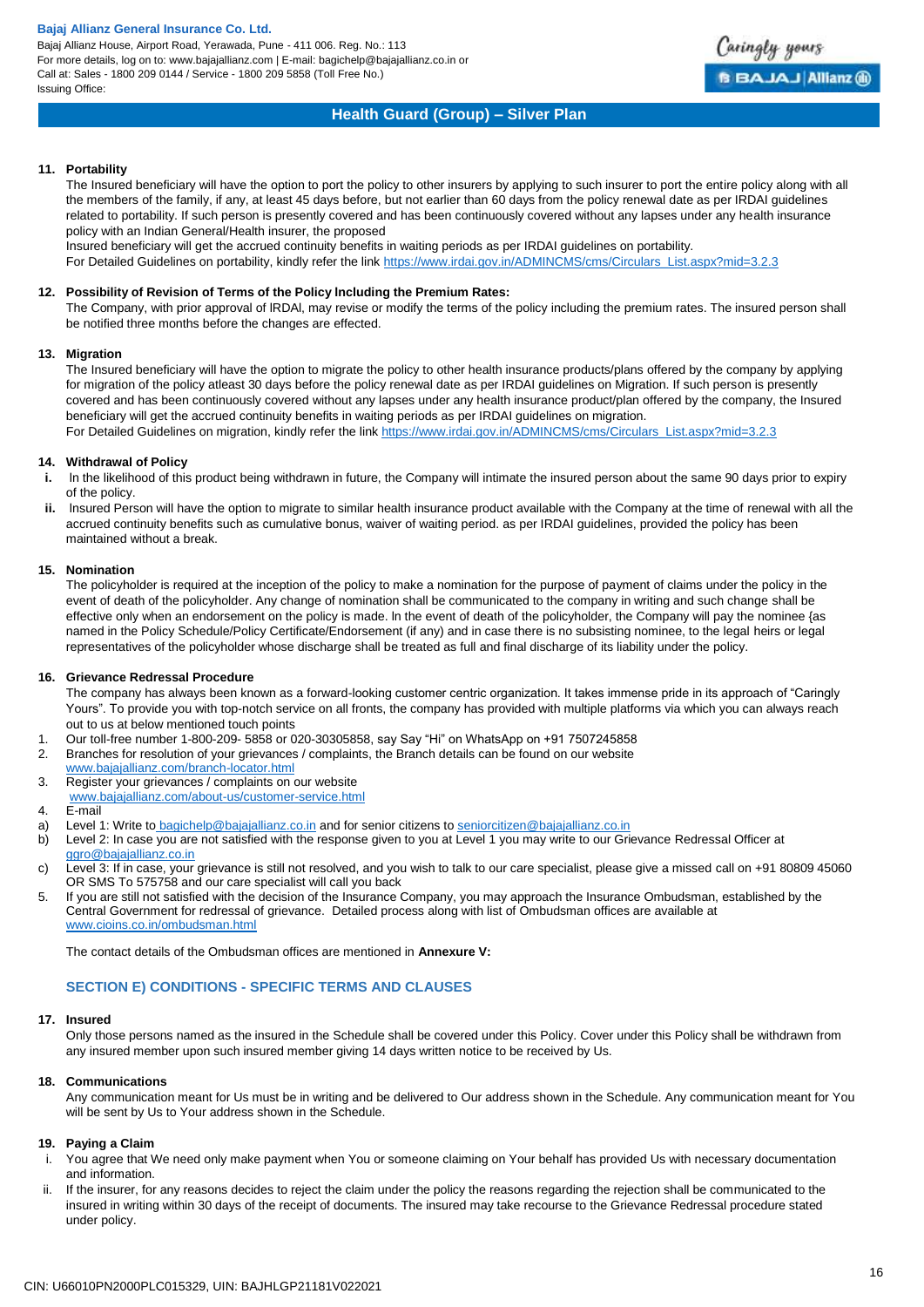**11. Portability**

The Insured beneficiary will have the option to port the policy to other insurers by applying to such insurer to port the entire policy along with all the members of the family, if any, at least 45 days before, but not earlier than 60 days from the policy renewal date as per IRDAI guidelines related to portability. If such person is presently covered and has been continuously covered without any lapses under any health insurance policy with an Indian General/Health insurer, the proposed

Insured beneficiary will get the accrued continuity benefits in waiting periods as per IRDAI guidelines on portability.

For Detailed Guidelines on portability, kindly refer the link https://www.irdai.gov.in/ADMINCMS/cms/Circulars_List.aspx?mid=3.2.3

**12. Possibility of Revision of Terms of the Policy Including the Premium Rates:**

The Company, with prior approval of IRDAI, may revise or modify the terms of the policy including the premium rates. The insured person shall be notified three months before the changes are effected.

**13. Migration**

The Insured beneficiary will have the option to migrate the policy to other health insurance products/plans offered by the company by applying for migration of the policy atleast 30 days before the policy renewal date as per IRDAI guidelines on Migration. If such person is presently covered and has been continuously covered without any lapses under any health insurance product/plan offered by the company, the Insured beneficiary will get the accrued continuity benefits in waiting periods as per IRDAI guidelines on migration.

For Detailed Guidelines on migration, kindly refer the link https://www.irdai.gov.in/ADMINCMS/cms/Circulars_List.aspx?mid=3.2.3

**14. Withdrawal of Policy**

i. In the likelihood of this product being withdrawn in future, the Company will intimate the insured person about the same 90 days prior to expiry of the policy.

ii. Insured Person will have the option to migrate to similar health insurance product available with the Company at the time of renewal with all the accrued continuity benefits such as cumulative bonus, waiver of waiting period. as per IRDAI guidelines, provided the policy has been maintained without a break.

**15. Nomination**

The policyholder is required at the inception of the policy to make a nomination for the purpose of payment of claims under the policy in the event of death of the policyholder. Any change of nomination shall be communicated to the company in writing and such change shall be effective only when an endorsement on the policy is made. In the event of death of the policyholder, the Company will pay the nominee {as named in the Policy Schedule/Policy Certificate/Endorsement (if any) and in case there is no subsisting nominee, to the legal heirs or legal representatives of the policyholder whose discharge shall be treated as full and final discharge of its liability under the policy.

**16. Grievance Redressal Procedure**

The company has always been known as a forward-looking customer centric organization. It takes immense pride in its approach of "Caringly Yours". To provide you with top-notch service on all fronts, the company has provided with multiple platforms via which you can always reach out to us at below mentioned touch points

1. Our toll-free number 1-800-209- 5858 or 020-30305858, say Say "Hi" on WhatsApp on +91 7507245858
2. Branches for resolution of your grievances / complaints, the Branch details can be found on our website www.bajajallianz.com/branch-locator.html
3. Register your grievances / complaints on our website www.bajajallianz.com/about-us/customer-service.html
4. E-mail
   a) Level 1: Write to bagichelp@bajajallianz.co.in and for senior citizens to seniorcitizen@bajajallianz.co.in
   b) Level 2: In case you are not satisfied with the response given to you at Level 1 you may write to our Grievance Redressal Officer at ggro@bajajallianz.co.in
   c) Level 3: If in case, your grievance is still not resolved, and you wish to talk to our care specialist, please give a missed call on +91 80809 45060 OR SMS To 575758 and our care specialist will call you back
5. If you are still not satisfied with the decision of the Insurance Company, you may approach the Insurance Ombudsman, established by the Central Government for redressal of grievance. Detailed process along with list of Ombudsman offices are available at www.cioins.co.in/ombudsman.html

The contact details of the Ombudsman offices are mentioned in **Annexure V:**

## SECTION E) CONDITIONS - SPECIFIC TERMS AND CLAUSES

**17. Insured**

Only those persons named as the insured in the Schedule shall be covered under this Policy. Cover under this Policy shall be withdrawn from any insured member upon such insured member giving 14 days written notice to be received by Us.

**18. Communications**

Any communication meant for Us must be in writing and be delivered to Our address shown in the Schedule. Any communication meant for You will be sent by Us to Your address shown in the Schedule.

**19. Paying a Claim**

i. You agree that We need only make payment when You or someone claiming on Your behalf has provided Us with necessary documentation and information.

ii. If the insurer, for any reasons decides to reject the claim under the policy the reasons regarding the rejection shall be communicated to the insured in writing within 30 days of the receipt of documents. The insured may take recourse to the Grievance Redressal procedure stated under policy.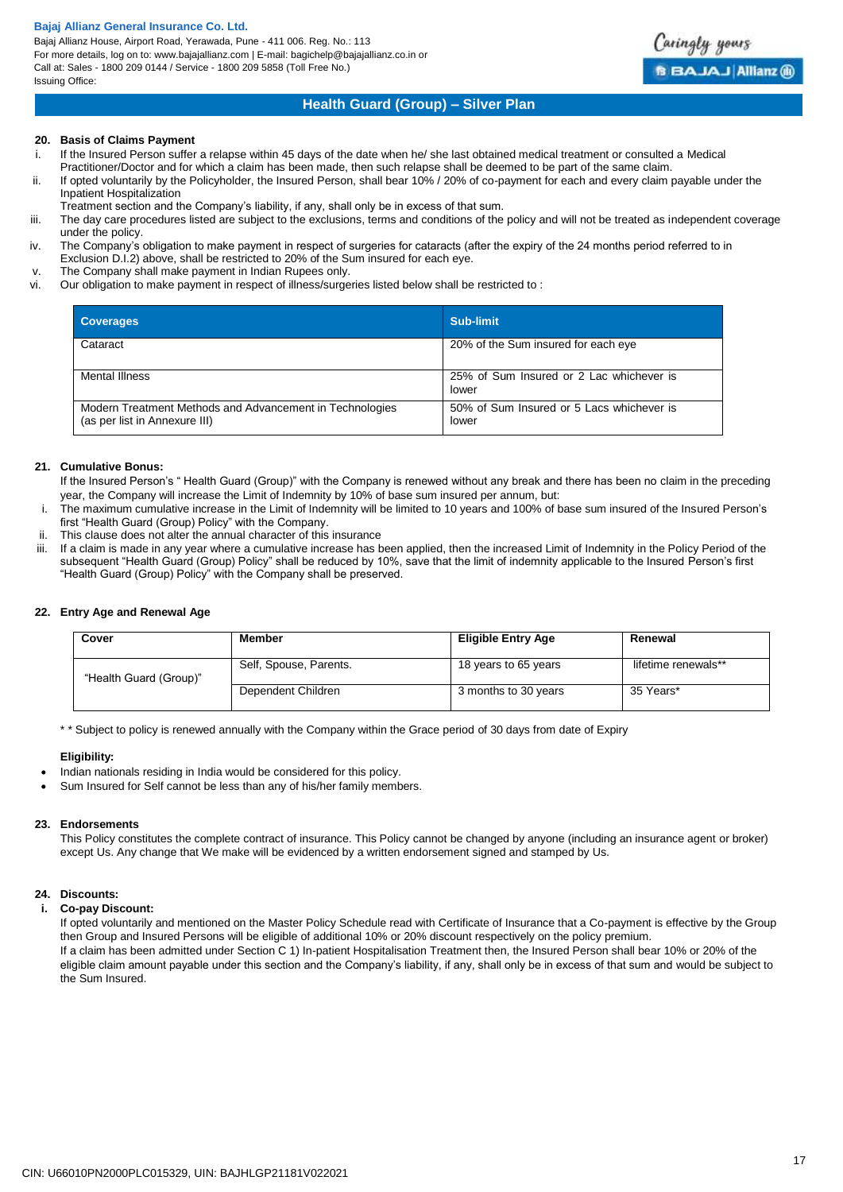## 20. Basis of Claims Payment

i. If the Insured Person suffer a relapse within 45 days of the date when he/ she last obtained medical treatment or consulted a Medical Practitioner/Doctor and for which a claim has been made, then such relapse shall be deemed to be part of the same claim.

ii. If opted voluntarily by the Policyholder, the Insured Person, shall bear 10% / 20% of co-payment for each and every claim payable under the Inpatient Hospitalization Treatment section and the Company's liability, if any, shall only be in excess of that sum.

iii. The day care procedures listed are subject to the exclusions, terms and conditions of the policy and will not be treated as independent coverage under the policy.

iv. The Company's obligation to make payment in respect of surgeries for cataracts (after the expiry of the 24 months period referred to in Exclusion D.I.2) above, shall be restricted to 20% of the Sum insured for each eye.

v. The Company shall make payment in Indian Rupees only.

vi. Our obligation to make payment in respect of illness/surgeries listed below shall be restricted to :

| Coverages | Sub-limit |
|---|---|
| Cataract | 20% of the Sum insured for each eye |
| Mental Illness | 25% of Sum Insured or 2 Lac whichever is lower |
| Modern Treatment Methods and Advancement in Technologies (as per list in Annexure III) | 50% of Sum Insured or 5 Lacs whichever is lower |

## 21. Cumulative Bonus:

If the Insured Person's " Health Guard (Group)" with the Company is renewed without any break and there has been no claim in the preceding year, the Company will increase the Limit of Indemnity by 10% of base sum insured per annum, but:

i. The maximum cumulative increase in the Limit of Indemnity will be limited to 10 years and 100% of base sum insured of the Insured Person's first "Health Guard (Group) Policy" with the Company.

ii. This clause does not alter the annual character of this insurance

iii. If a claim is made in any year where a cumulative increase has been applied, then the increased Limit of Indemnity in the Policy Period of the subsequent "Health Guard (Group) Policy" shall be reduced by 10%, save that the limit of indemnity applicable to the Insured Person's first "Health Guard (Group) Policy" with the Company shall be preserved.

## 22. Entry Age and Renewal Age

| Cover | Member | Eligible Entry Age | Renewal |
|---|---|---|---|
| "Health Guard (Group)" | Self, Spouse, Parents. | 18 years to 65 years | lifetime renewals** |
| | Dependent Children | 3 months to 30 years | 35 Years* |

* * Subject to policy is renewed annually with the Company within the Grace period of 30 days from date of Expiry

**Eligibility:**

- Indian nationals residing in India would be considered for this policy.
- Sum Insured for Self cannot be less than any of his/her family members.

## 23. Endorsements

This Policy constitutes the complete contract of insurance. This Policy cannot be changed by anyone (including an insurance agent or broker) except Us. Any change that We make will be evidenced by a written endorsement signed and stamped by Us.

## 24. Discounts:

**i. Co-pay Discount:**

If opted voluntarily and mentioned on the Master Policy Schedule read with Certificate of Insurance that a Co-payment is effective by the Group then Group and Insured Persons will be eligible of additional 10% or 20% discount respectively on the policy premium.

If a claim has been admitted under Section C 1) In-patient Hospitalisation Treatment then, the Insured Person shall bear 10% or 20% of the eligible claim amount payable under this section and the Company's liability, if any, shall only be in excess of that sum and would be subject to the Sum Insured.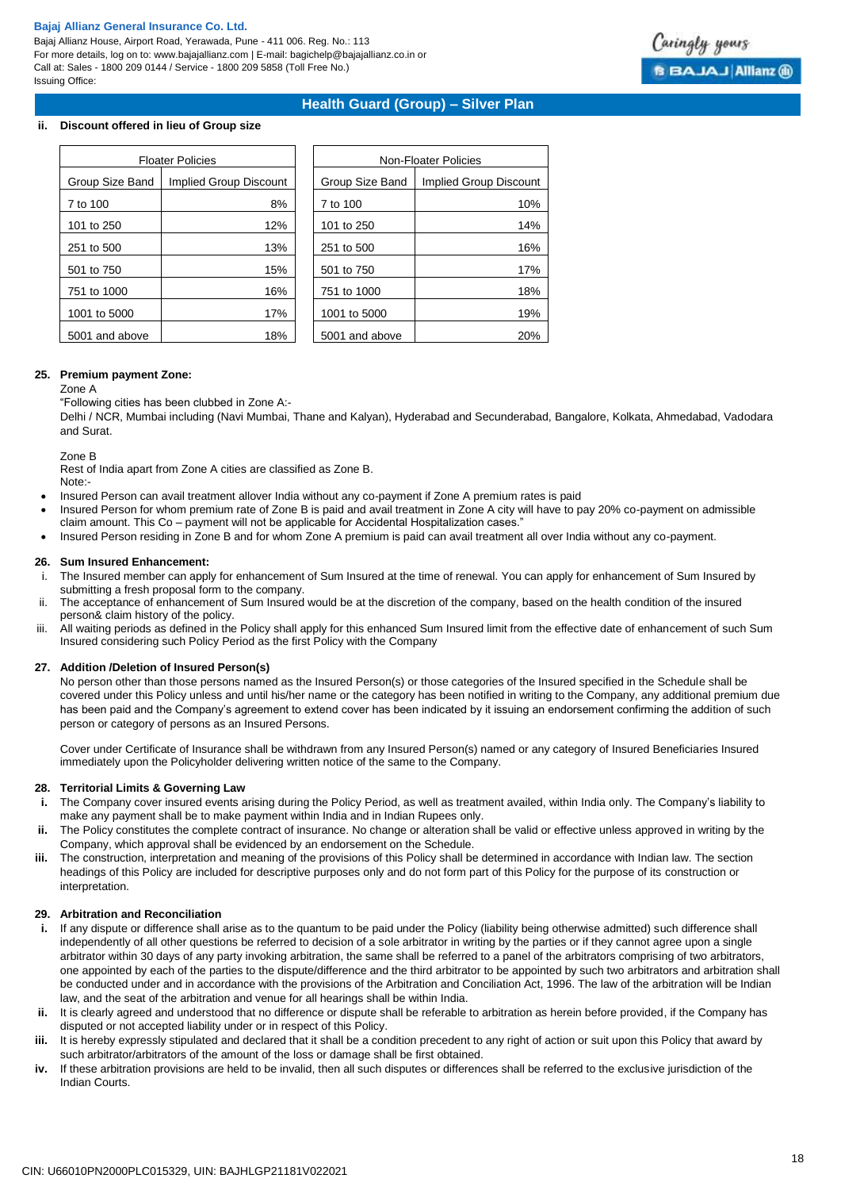**ii. Discount offered in lieu of Group size**

| Floater Policies | |
|---|---|
| Group Size Band | Implied Group Discount |
| 7 to 100 | 8% |
| 101 to 250 | 12% |
| 251 to 500 | 13% |
| 501 to 750 | 15% |
| 751 to 1000 | 16% |
| 1001 to 5000 | 17% |
| 5001 and above | 18% |

| Non-Floater Policies | |
|---|---|
| Group Size Band | Implied Group Discount |
| 7 to 100 | 10% |
| 101 to 250 | 14% |
| 251 to 500 | 16% |
| 501 to 750 | 17% |
| 751 to 1000 | 18% |
| 1001 to 5000 | 19% |
| 5001 and above | 20% |

**25. Premium payment Zone:**

Zone A

"Following cities has been clubbed in Zone A:-

Delhi / NCR, Mumbai including (Navi Mumbai, Thane and Kalyan), Hyderabad and Secunderabad, Bangalore, Kolkata, Ahmedabad, Vadodara and Surat.

Zone B

Rest of India apart from Zone A cities are classified as Zone B.

Note:-

- Insured Person can avail treatment allover India without any co-payment if Zone A premium rates is paid
- Insured Person for whom premium rate of Zone B is paid and avail treatment in Zone A city will have to pay 20% co-payment on admissible claim amount. This Co – payment will not be applicable for Accidental Hospitalization cases."
- Insured Person residing in Zone B and for whom Zone A premium is paid can avail treatment all over India without any co-payment.

**26. Sum Insured Enhancement:**

i. The Insured member can apply for enhancement of Sum Insured at the time of renewal. You can apply for enhancement of Sum Insured by submitting a fresh proposal form to the company.

ii. The acceptance of enhancement of Sum Insured would be at the discretion of the company, based on the health condition of the insured person& claim history of the policy.

iii. All waiting periods as defined in the Policy shall apply for this enhanced Sum Insured limit from the effective date of enhancement of such Sum Insured considering such Policy Period as the first Policy with the Company

**27. Addition /Deletion of Insured Person(s)**

No person other than those persons named as the Insured Person(s) or those categories of the Insured specified in the Schedule shall be covered under this Policy unless and until his/her name or the category has been notified in writing to the Company, any additional premium due has been paid and the Company's agreement to extend cover has been indicated by it issuing an endorsement confirming the addition of such person or category of persons as an Insured Persons.

Cover under Certificate of Insurance shall be withdrawn from any Insured Person(s) named or any category of Insured Beneficiaries Insured immediately upon the Policyholder delivering written notice of the same to the Company.

**28. Territorial Limits & Governing Law**

**i.** The Company cover insured events arising during the Policy Period, as well as treatment availed, within India only. The Company's liability to make any payment shall be to make payment within India and in Indian Rupees only.

**ii.** The Policy constitutes the complete contract of insurance. No change or alteration shall be valid or effective unless approved in writing by the Company, which approval shall be evidenced by an endorsement on the Schedule.

**iii.** The construction, interpretation and meaning of the provisions of this Policy shall be determined in accordance with Indian law. The section headings of this Policy are included for descriptive purposes only and do not form part of this Policy for the purpose of its construction or interpretation.

**29. Arbitration and Reconciliation**

**i.** If any dispute or difference shall arise as to the quantum to be paid under the Policy (liability being otherwise admitted) such difference shall independently of all other questions be referred to decision of a sole arbitrator in writing by the parties or if they cannot agree upon a single arbitrator within 30 days of any party invoking arbitration, the same shall be referred to a panel of the arbitrators comprising of two arbitrators, one appointed by each of the parties to the dispute/difference and the third arbitrator to be appointed by such two arbitrators and arbitration shall be conducted under and in accordance with the provisions of the Arbitration and Conciliation Act, 1996. The law of the arbitration will be Indian law, and the seat of the arbitration and venue for all hearings shall be within India.

**ii.** It is clearly agreed and understood that no difference or dispute shall be referable to arbitration as herein before provided, if the Company has disputed or not accepted liability under or in respect of this Policy.

**iii.** It is hereby expressly stipulated and declared that it shall be a condition precedent to any right of action or suit upon this Policy that award by such arbitrator/arbitrators of the amount of the loss or damage shall be first obtained.

**iv.** If these arbitration provisions are held to be invalid, then all such disputes or differences shall be referred to the exclusive jurisdiction of the Indian Courts.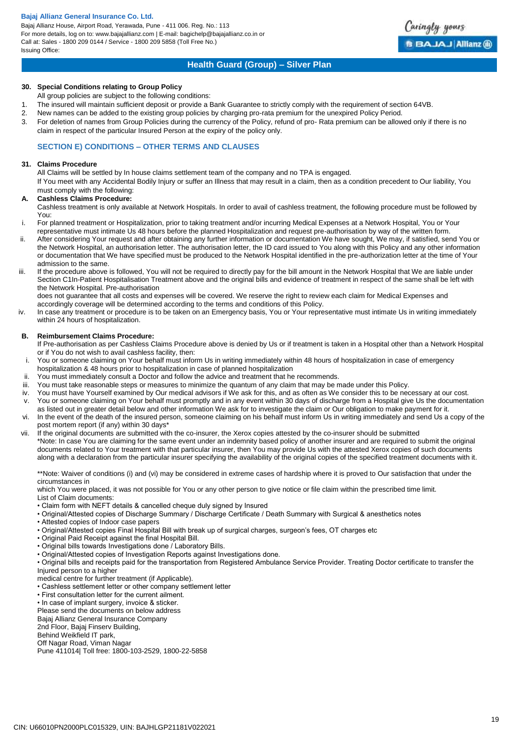### 30. Special Conditions relating to Group Policy

All group policies are subject to the following conditions:

1. The insured will maintain sufficient deposit or provide a Bank Guarantee to strictly comply with the requirement of section 64VB.
2. New names can be added to the existing group policies by charging pro-rata premium for the unexpired Policy Period.
3. For deletion of names from Group Policies during the currency of the Policy, refund of pro- Rata premium can be allowed only if there is no claim in respect of the particular Insured Person at the expiry of the policy only.

## SECTION E) CONDITIONS – OTHER TERMS AND CLAUSES

### 31. Claims Procedure

All Claims will be settled by In house claims settlement team of the company and no TPA is engaged.

If You meet with any Accidental Bodily Injury or suffer an Illness that may result in a claim, then as a condition precedent to Our liability, You must comply with the following:

**A. Cashless Claims Procedure:**

Cashless treatment is only available at Network Hospitals. In order to avail of cashless treatment, the following procedure must be followed by You:

i. For planned treatment or Hospitalization, prior to taking treatment and/or incurring Medical Expenses at a Network Hospital, You or Your representative must intimate Us 48 hours before the planned Hospitalization and request pre-authorisation by way of the written form.

ii. After considering Your request and after obtaining any further information or documentation We have sought, We may, if satisfied, send You or the Network Hospital, an authorisation letter. The authorisation letter, the ID card issued to You along with this Policy and any other information or documentation that We have specified must be produced to the Network Hospital identified in the pre-authorization letter at the time of Your admission to the same.

iii. If the procedure above is followed, You will not be required to directly pay for the bill amount in the Network Hospital that We are liable under Section C1In-Patient Hospitalisation Treatment above and the original bills and evidence of treatment in respect of the same shall be left with the Network Hospital. Pre-authorisation does not guarantee that all costs and expenses will be covered. We reserve the right to review each claim for Medical Expenses and accordingly coverage will be determined according to the terms and conditions of this Policy.

iv. In case any treatment or procedure is to be taken on an Emergency basis, You or Your representative must intimate Us in writing immediately within 24 hours of hospitalization.

**B. Reimbursement Claims Procedure:**

If Pre-authorisation as per Cashless Claims Procedure above is denied by Us or if treatment is taken in a Hospital other than a Network Hospital or if You do not wish to avail cashless facility, then:

i. You or someone claiming on Your behalf must inform Us in writing immediately within 48 hours of hospitalization in case of emergency hospitalization & 48 hours prior to hospitalization in case of planned hospitalization
ii. You must immediately consult a Doctor and follow the advice and treatment that he recommends.
iii. You must take reasonable steps or measures to minimize the quantum of any claim that may be made under this Policy.
iv. You must have Yourself examined by Our medical advisors if We ask for this, and as often as We consider this to be necessary at our cost.
v. You or someone claiming on Your behalf must promptly and in any event within 30 days of discharge from a Hospital give Us the documentation as listed out in greater detail below and other information We ask for to investigate the claim or Our obligation to make payment for it.
vi. In the event of the death of the insured person, someone claiming on his behalf must inform Us in writing immediately and send Us a copy of the post mortem report (if any) within 30 days*
vii. If the original documents are submitted with the co-insurer, the Xerox copies attested by the co-insurer should be submitted

*Note: In case You are claiming for the same event under an indemnity based policy of another insurer and are required to submit the original documents related to Your treatment with that particular insurer, then You may provide Us with the attested Xerox copies of such documents along with a declaration from the particular insurer specifying the availability of the original copies of the specified treatment documents with it.

**Note: Waiver of conditions (i) and (vi) may be considered in extreme cases of hardship where it is proved to Our satisfaction that under the circumstances in which You were placed, it was not possible for You or any other person to give notice or file claim within the prescribed time limit.

List of Claim documents:

- Claim form with NEFT details & cancelled cheque duly signed by Insured
- Original/Attested copies of Discharge Summary / Discharge Certificate / Death Summary with Surgical & anesthetics notes
- Attested copies of Indoor case papers
- Original/Attested copies Final Hospital Bill with break up of surgical charges, surgeon's fees, OT charges etc
- Original Paid Receipt against the final Hospital Bill.
- Original bills towards Investigations done / Laboratory Bills.
- Original/Attested copies of Investigation Reports against Investigations done.
- Original bills and receipts paid for the transportation from Registered Ambulance Service Provider. Treating Doctor certificate to transfer the Injured person to a higher medical centre for further treatment (if Applicable).
- Cashless settlement letter or other company settlement letter
- First consultation letter for the current ailment.
- In case of implant surgery, invoice & sticker.

Please send the documents on below address
Bajaj Allianz General Insurance Company
2nd Floor, Bajaj Finserv Building,
Behind Weikfield IT park,
Off Nagar Road, Viman Nagar
Pune 411014| Toll free: 1800-103-2529, 1800-22-5858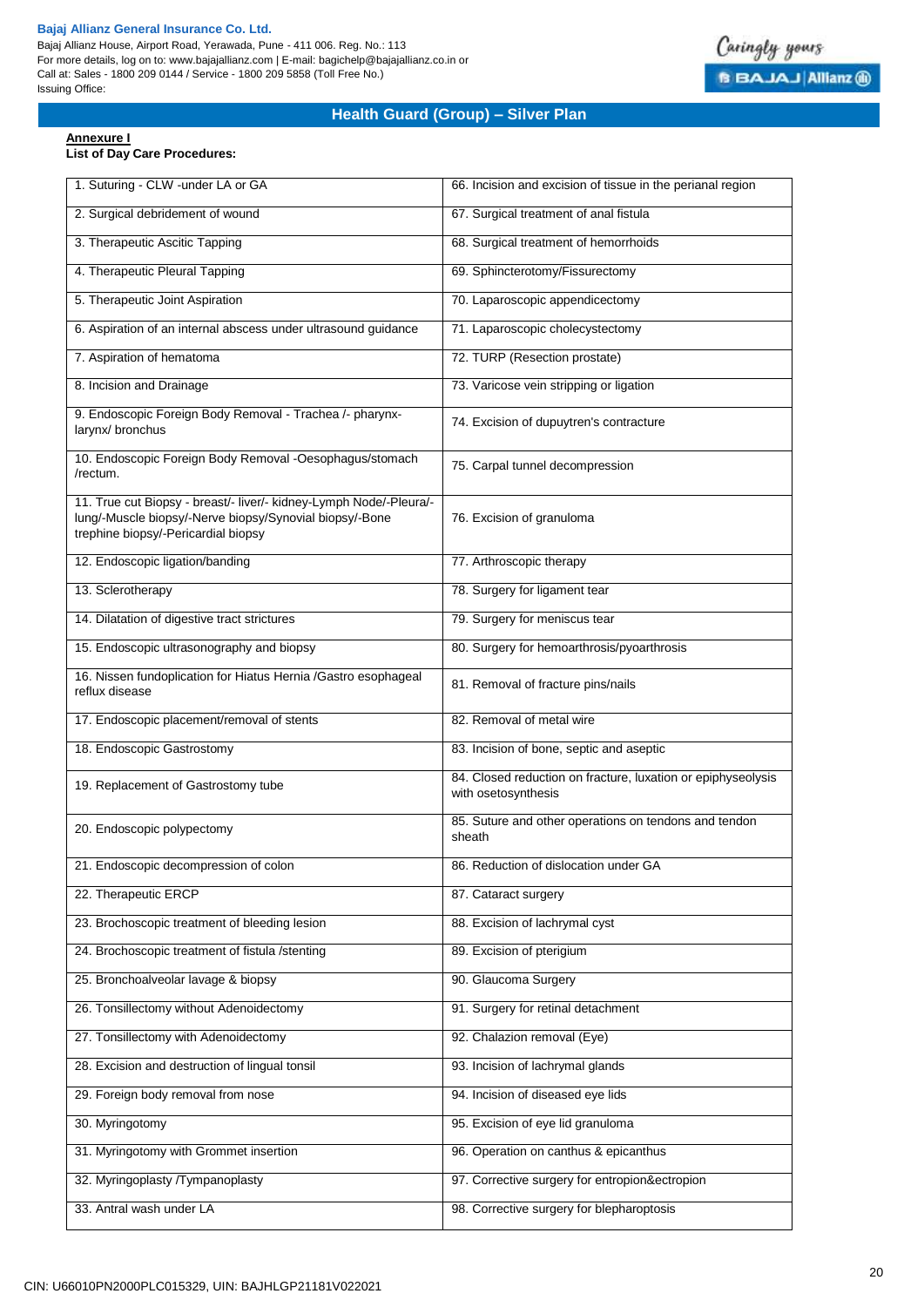## Health Guard (Group) – Silver Plan

**Annexure I**

**List of Day Care Procedures:**

| | |
|---|---|
| 1. Suturing - CLW -under LA or GA | 66. Incision and excision of tissue in the perianal region |
| 2. Surgical debridement of wound | 67. Surgical treatment of anal fistula |
| 3. Therapeutic Ascitic Tapping | 68. Surgical treatment of hemorrhoids |
| 4. Therapeutic Pleural Tapping | 69. Sphincterotomy/Fissurectomy |
| 5. Therapeutic Joint Aspiration | 70. Laparoscopic appendicectomy |
| 6. Aspiration of an internal abscess under ultrasound guidance | 71. Laparoscopic cholecystectomy |
| 7. Aspiration of hematoma | 72. TURP (Resection prostate) |
| 8. Incision and Drainage | 73. Varicose vein stripping or ligation |
| 9. Endoscopic Foreign Body Removal - Trachea /- pharynx-larynx/ bronchus | 74. Excision of dupuytren's contracture |
| 10. Endoscopic Foreign Body Removal -Oesophagus/stomach /rectum. | 75. Carpal tunnel decompression |
| 11. True cut Biopsy - breast/- liver/- kidney-Lymph Node/-Pleura/-lung/-Muscle biopsy/-Nerve biopsy/Synovial biopsy/-Bone trephine biopsy/-Pericardial biopsy | 76. Excision of granuloma |
| 12. Endoscopic ligation/banding | 77. Arthroscopic therapy |
| 13. Sclerotherapy | 78. Surgery for ligament tear |
| 14. Dilatation of digestive tract strictures | 79. Surgery for meniscus tear |
| 15. Endoscopic ultrasonography and biopsy | 80. Surgery for hemoarthrosis/pyoarthrosis |
| 16. Nissen fundoplication for Hiatus Hernia /Gastro esophageal reflux disease | 81. Removal of fracture pins/nails |
| 17. Endoscopic placement/removal of stents | 82. Removal of metal wire |
| 18. Endoscopic Gastrostomy | 83. Incision of bone, septic and aseptic |
| 19. Replacement of Gastrostomy tube | 84. Closed reduction on fracture, luxation or epiphyseolysis with osetosynthesis |
| 20. Endoscopic polypectomy | 85. Suture and other operations on tendons and tendon sheath |
| 21. Endoscopic decompression of colon | 86. Reduction of dislocation under GA |
| 22. Therapeutic ERCP | 87. Cataract surgery |
| 23. Brochoscopic treatment of bleeding lesion | 88. Excision of lachrymal cyst |
| 24. Brochoscopic treatment of fistula /stenting | 89. Excision of pterigium |
| 25. Bronchoalveolar lavage & biopsy | 90. Glaucoma Surgery |
| 26. Tonsillectomy without Adenoidectomy | 91. Surgery for retinal detachment |
| 27. Tonsillectomy with Adenoidectomy | 92. Chalazion removal (Eye) |
| 28. Excision and destruction of lingual tonsil | 93. Incision of lachrymal glands |
| 29. Foreign body removal from nose | 94. Incision of diseased eye lids |
| 30. Myringotomy | 95. Excision of eye lid granuloma |
| 31. Myringotomy with Grommet insertion | 96. Operation on canthus & epicanthus |
| 32. Myringoplasty /Tympanoplasty | 97. Corrective surgery for entropion&ectropion |
| 33. Antral wash under LA | 98. Corrective surgery for blepharoptosis |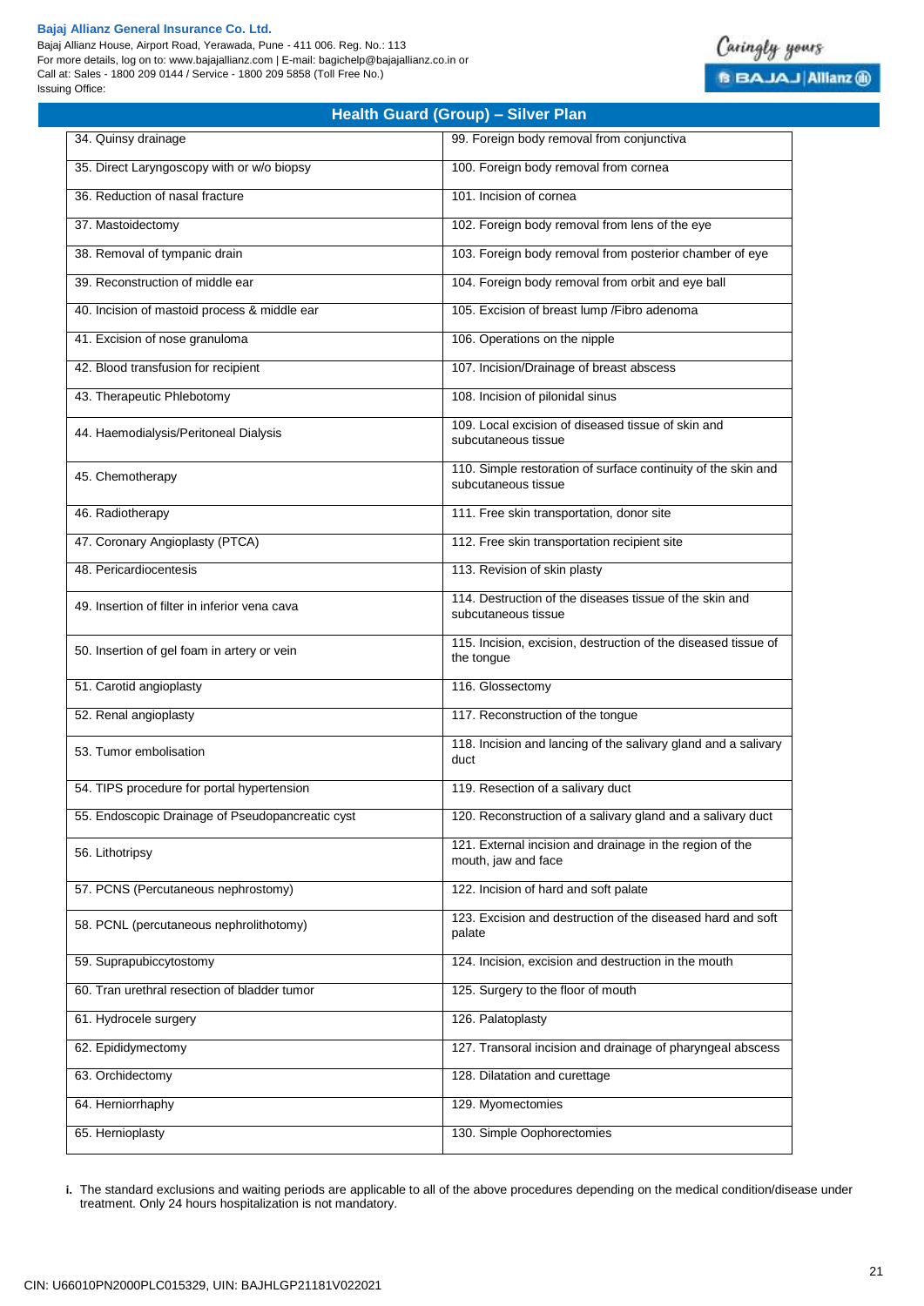## Health Guard (Group) – Silver Plan

| | |
|---|---|
| 34. Quinsy drainage | 99. Foreign body removal from conjunctiva |
| 35. Direct Laryngoscopy with or w/o biopsy | 100. Foreign body removal from cornea |
| 36. Reduction of nasal fracture | 101. Incision of cornea |
| 37. Mastoidectomy | 102. Foreign body removal from lens of the eye |
| 38. Removal of tympanic drain | 103. Foreign body removal from posterior chamber of eye |
| 39. Reconstruction of middle ear | 104. Foreign body removal from orbit and eye ball |
| 40. Incision of mastoid process & middle ear | 105. Excision of breast lump /Fibro adenoma |
| 41. Excision of nose granuloma | 106. Operations on the nipple |
| 42. Blood transfusion for recipient | 107. Incision/Drainage of breast abscess |
| 43. Therapeutic Phlebotomy | 108. Incision of pilonidal sinus |
| 44. Haemodialysis/Peritoneal Dialysis | 109. Local excision of diseased tissue of skin and subcutaneous tissue |
| 45. Chemotherapy | 110. Simple restoration of surface continuity of the skin and subcutaneous tissue |
| 46. Radiotherapy | 111. Free skin transportation, donor site |
| 47. Coronary Angioplasty (PTCA) | 112. Free skin transportation recipient site |
| 48. Pericardiocentesis | 113. Revision of skin plasty |
| 49. Insertion of filter in inferior vena cava | 114. Destruction of the diseases tissue of the skin and subcutaneous tissue |
| 50. Insertion of gel foam in artery or vein | 115. Incision, excision, destruction of the diseased tissue of the tongue |
| 51. Carotid angioplasty | 116. Glossectomy |
| 52. Renal angioplasty | 117. Reconstruction of the tongue |
| 53. Tumor embolisation | 118. Incision and lancing of the salivary gland and a salivary duct |
| 54. TIPS procedure for portal hypertension | 119. Resection of a salivary duct |
| 55. Endoscopic Drainage of Pseudopancreatic cyst | 120. Reconstruction of a salivary gland and a salivary duct |
| 56. Lithotripsy | 121. External incision and drainage in the region of the mouth, jaw and face |
| 57. PCNS (Percutaneous nephrostomy) | 122. Incision of hard and soft palate |
| 58. PCNL (percutaneous nephrolithotomy) | 123. Excision and destruction of the diseased hard and soft palate |
| 59. Suprapubiccytostomy | 124. Incision, excision and destruction in the mouth |
| 60. Tran urethral resection of bladder tumor | 125. Surgery to the floor of mouth |
| 61. Hydrocele surgery | 126. Palatoplasty |
| 62. Epididymectomy | 127. Transoral incision and drainage of pharyngeal abscess |
| 63. Orchidectomy | 128. Dilatation and curettage |
| 64. Herniorrhaphy | 129. Myomectomies |
| 65. Hernioplasty | 130. Simple Oophorectomies |

**i.** The standard exclusions and waiting periods are applicable to all of the above procedures depending on the medical condition/disease under treatment. Only 24 hours hospitalization is not mandatory.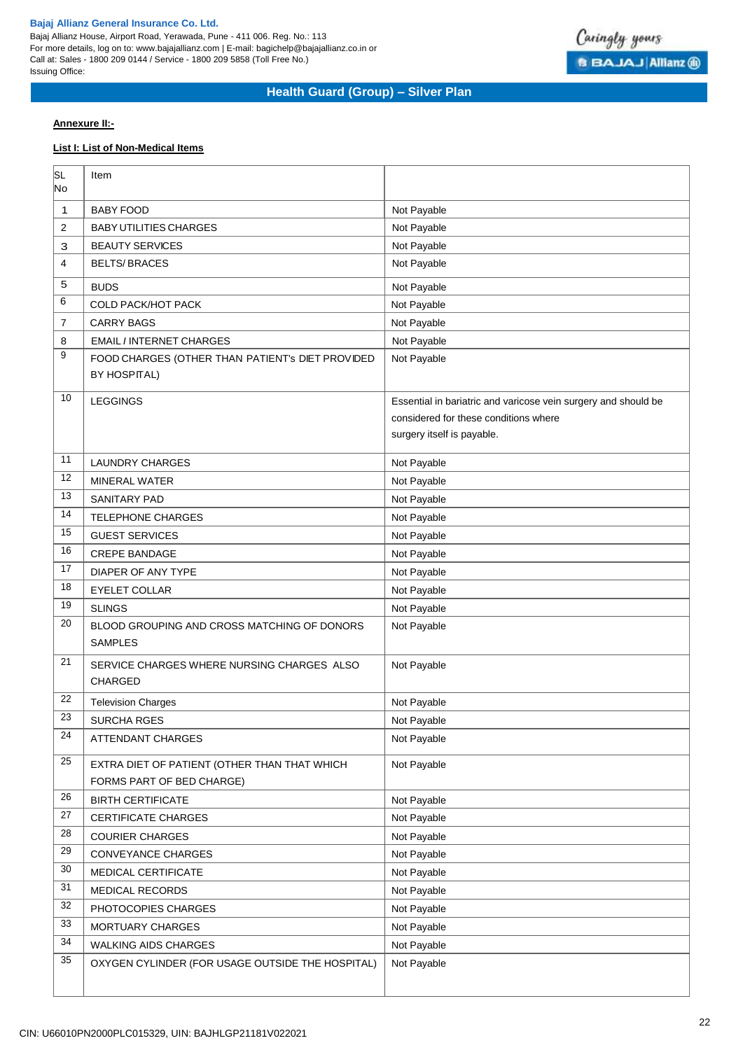**Annexure II:-**

**List I: List of Non-Medical Items**

| SL No | Item | |
|---|---|---|
| 1 | BABY FOOD | Not Payable |
| 2 | BABY UTILITIES CHARGES | Not Payable |
| 3 | BEAUTY SERVICES | Not Payable |
| 4 | BELTS/ BRACES | Not Payable |
| 5 | BUDS | Not Payable |
| 6 | COLD PACK/HOT PACK | Not Payable |
| 7 | CARRY BAGS | Not Payable |
| 8 | EMAIL / INTERNET CHARGES | Not Payable |
| 9 | FOOD CHARGES (OTHER THAN PATIENT's DIET PROVIDED BY HOSPITAL) | Not Payable |
| 10 | LEGGINGS | Essential in bariatric and varicose vein surgery and should be considered for these conditions where surgery itself is payable. |
| 11 | LAUNDRY CHARGES | Not Payable |
| 12 | MINERAL WATER | Not Payable |
| 13 | SANITARY PAD | Not Payable |
| 14 | TELEPHONE CHARGES | Not Payable |
| 15 | GUEST SERVICES | Not Payable |
| 16 | CREPE BANDAGE | Not Payable |
| 17 | DIAPER OF ANY TYPE | Not Payable |
| 18 | EYELET COLLAR | Not Payable |
| 19 | SLINGS | Not Payable |
| 20 | BLOOD GROUPING AND CROSS MATCHING OF DONORS SAMPLES | Not Payable |
| 21 | SERVICE CHARGES WHERE NURSING CHARGES ALSO CHARGED | Not Payable |
| 22 | Television Charges | Not Payable |
| 23 | SURCHA RGES | Not Payable |
| 24 | ATTENDANT CHARGES | Not Payable |
| 25 | EXTRA DIET OF PATIENT (OTHER THAN THAT WHICH FORMS PART OF BED CHARGE) | Not Payable |
| 26 | BIRTH CERTIFICATE | Not Payable |
| 27 | CERTIFICATE CHARGES | Not Payable |
| 28 | COURIER CHARGES | Not Payable |
| 29 | CONVEYANCE CHARGES | Not Payable |
| 30 | MEDICAL CERTIFICATE | Not Payable |
| 31 | MEDICAL RECORDS | Not Payable |
| 32 | PHOTOCOPIES CHARGES | Not Payable |
| 33 | MORTUARY CHARGES | Not Payable |
| 34 | WALKING AIDS CHARGES | Not Payable |
| 35 | OXYGEN CYLINDER (FOR USAGE OUTSIDE THE HOSPITAL) | Not Payable |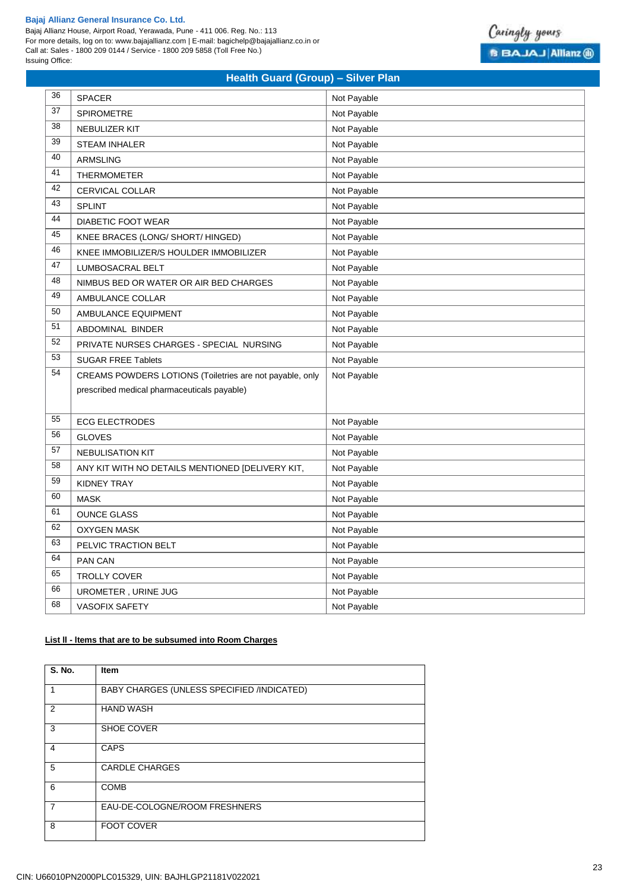## Health Guard (Group) – Silver Plan

| | | |
|---|---|---|
| 36 | SPACER | Not Payable |
| 37 | SPIROMETRE | Not Payable |
| 38 | NEBULIZER KIT | Not Payable |
| 39 | STEAM INHALER | Not Payable |
| 40 | ARMSLING | Not Payable |
| 41 | THERMOMETER | Not Payable |
| 42 | CERVICAL COLLAR | Not Payable |
| 43 | SPLINT | Not Payable |
| 44 | DIABETIC FOOT WEAR | Not Payable |
| 45 | KNEE BRACES (LONG/ SHORT/ HINGED) | Not Payable |
| 46 | KNEE IMMOBILIZER/S HOULDER IMMOBILIZER | Not Payable |
| 47 | LUMBOSACRAL BELT | Not Payable |
| 48 | NIMBUS BED OR WATER OR AIR BED CHARGES | Not Payable |
| 49 | AMBULANCE COLLAR | Not Payable |
| 50 | AMBULANCE EQUIPMENT | Not Payable |
| 51 | ABDOMINAL BINDER | Not Payable |
| 52 | PRIVATE NURSES CHARGES - SPECIAL NURSING | Not Payable |
| 53 | SUGAR FREE Tablets | Not Payable |
| 54 | CREAMS POWDERS LOTIONS (Toiletries are not payable, only prescribed medical pharmaceuticals payable) | Not Payable |
| 55 | ECG ELECTRODES | Not Payable |
| 56 | GLOVES | Not Payable |
| 57 | NEBULISATION KIT | Not Payable |
| 58 | ANY KIT WITH NO DETAILS MENTIONED [DELIVERY KIT, | Not Payable |
| 59 | KIDNEY TRAY | Not Payable |
| 60 | MASK | Not Payable |
| 61 | OUNCE GLASS | Not Payable |
| 62 | OXYGEN MASK | Not Payable |
| 63 | PELVIC TRACTION BELT | Not Payable |
| 64 | PAN CAN | Not Payable |
| 65 | TROLLY COVER | Not Payable |
| 66 | UROMETER , URINE JUG | Not Payable |
| 68 | VASOFIX SAFETY | Not Payable |

**List II - Items that are to be subsumed into Room Charges**

| S. No. | Item |
|---|---|
| 1 | BABY CHARGES (UNLESS SPECIFIED /INDICATED) |
| 2 | HAND WASH |
| 3 | SHOE COVER |
| 4 | CAPS |
| 5 | CARDLE CHARGES |
| 6 | COMB |
| 7 | EAU-DE-COLOGNE/ROOM FRESHNERS |
| 8 | FOOT COVER |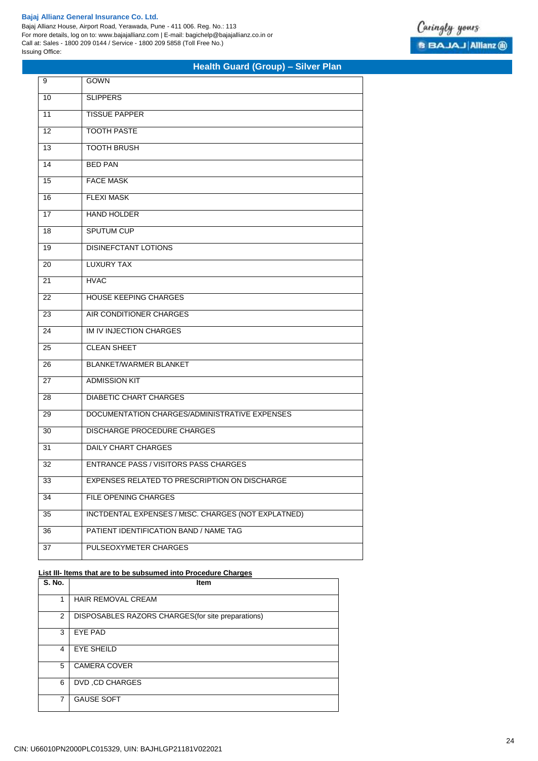| | |
|---|---|
| 9 | GOWN |
| 10 | SLIPPERS |
| 11 | TISSUE PAPPER |
| 12 | TOOTH PASTE |
| 13 | TOOTH BRUSH |
| 14 | BED PAN |
| 15 | FACE MASK |
| 16 | FLEXI MASK |
| 17 | HAND HOLDER |
| 18 | SPUTUM CUP |
| 19 | DISINEFCTANT LOTIONS |
| 20 | LUXURY TAX |
| 21 | HVAC |
| 22 | HOUSE KEEPING CHARGES |
| 23 | AIR CONDITIONER CHARGES |
| 24 | IM IV INJECTION CHARGES |
| 25 | CLEAN SHEET |
| 26 | BLANKET/WARMER BLANKET |
| 27 | ADMISSION KIT |
| 28 | DIABETIC CHART CHARGES |
| 29 | DOCUMENTATION CHARGES/ADMINISTRATIVE EXPENSES |
| 30 | DISCHARGE PROCEDURE CHARGES |
| 31 | DAILY CHART CHARGES |
| 32 | ENTRANCE PASS / VISITORS PASS CHARGES |
| 33 | EXPENSES RELATED TO PRESCRIPTION ON DISCHARGE |
| 34 | FILE OPENING CHARGES |
| 35 | INCTDENTAL EXPENSES / MtSC. CHARGES (NOT EXPLATNED) |
| 36 | PATIENT IDENTIFICATION BAND / NAME TAG |
| 37 | PULSEOXYMETER CHARGES |

**List III- Items that are to be subsumed into Procedure Charges**

| S. No. | Item |
|---|---|
| 1 | HAIR REMOVAL CREAM |
| 2 | DISPOSABLES RAZORS CHARGES(for site preparations) |
| 3 | EYE PAD |
| 4 | EYE SHEILD |
| 5 | CAMERA COVER |
| 6 | DVD ,CD CHARGES |
| 7 | GAUSE SOFT |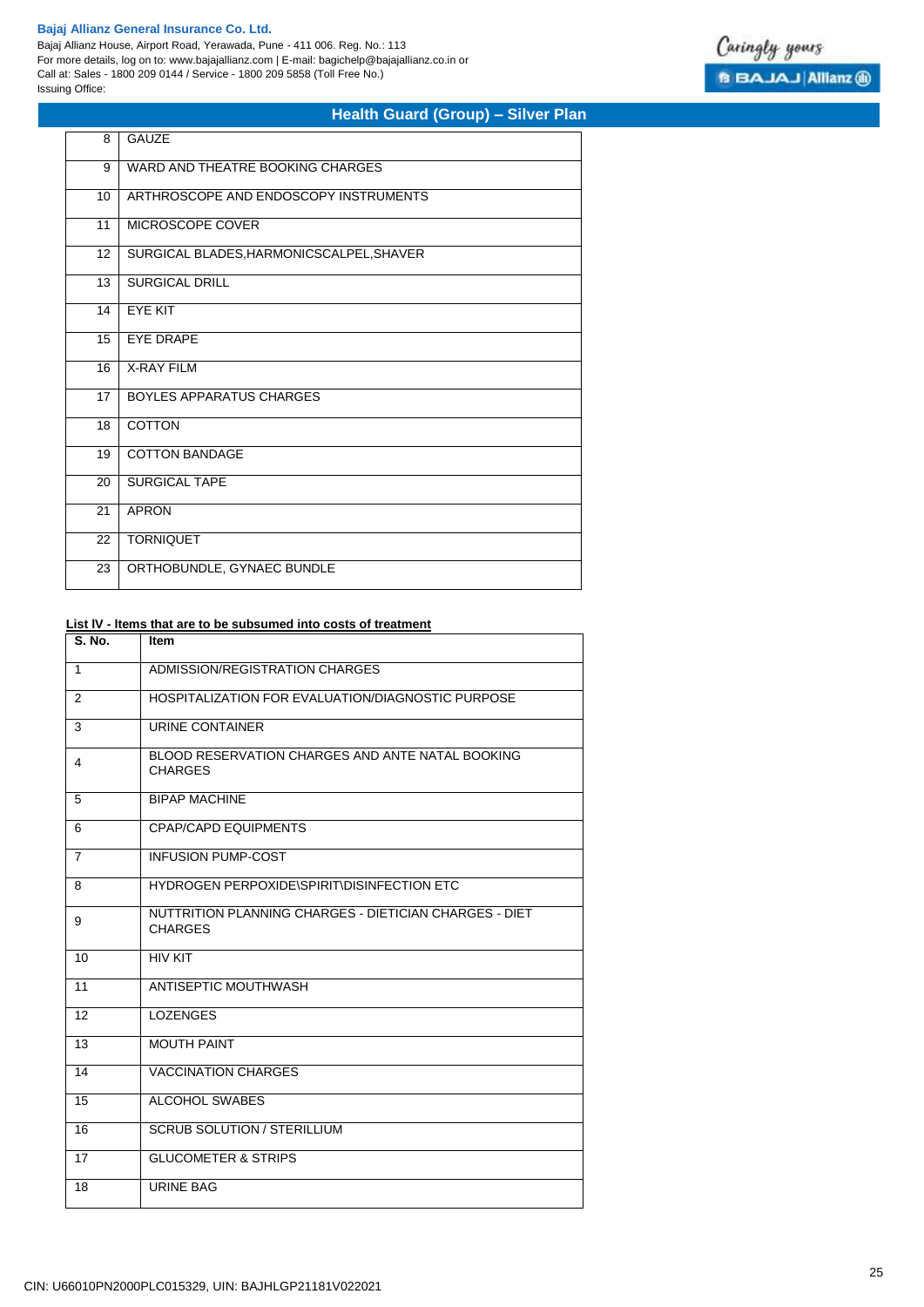| | |
|---|---|
| 8 | GAUZE |
| 9 | WARD AND THEATRE BOOKING CHARGES |
| 10 | ARTHROSCOPE AND ENDOSCOPY INSTRUMENTS |
| 11 | MICROSCOPE COVER |
| 12 | SURGICAL BLADES,HARMONICSCALPEL,SHAVER |
| 13 | SURGICAL DRILL |
| 14 | EYE KIT |
| 15 | EYE DRAPE |
| 16 | X-RAY FILM |
| 17 | BOYLES APPARATUS CHARGES |
| 18 | COTTON |
| 19 | COTTON BANDAGE |
| 20 | SURGICAL TAPE |
| 21 | APRON |
| 22 | TORNIQUET |
| 23 | ORTHOBUNDLE, GYNAEC BUNDLE |

**List IV - Items that are to be subsumed into costs of treatment**

| S. No. | Item |
|---|---|
| 1 | ADMISSION/REGISTRATION CHARGES |
| 2 | HOSPITALIZATION FOR EVALUATION/DIAGNOSTIC PURPOSE |
| 3 | URINE CONTAINER |
| 4 | BLOOD RESERVATION CHARGES AND ANTE NATAL BOOKING CHARGES |
| 5 | BIPAP MACHINE |
| 6 | CPAP/CAPD EQUIPMENTS |
| 7 | INFUSION PUMP-COST |
| 8 | HYDROGEN PERPOXIDE\SPIRIT\DISINFECTION ETC |
| 9 | NUTTRITION PLANNING CHARGES - DIETICIAN CHARGES - DIET CHARGES |
| 10 | HIV KIT |
| 11 | ANTISEPTIC MOUTHWASH |
| 12 | LOZENGES |
| 13 | MOUTH PAINT |
| 14 | VACCINATION CHARGES |
| 15 | ALCOHOL SWABES |
| 16 | SCRUB SOLUTION / STERILLIUM |
| 17 | GLUCOMETER & STRIPS |
| 18 | URINE BAG |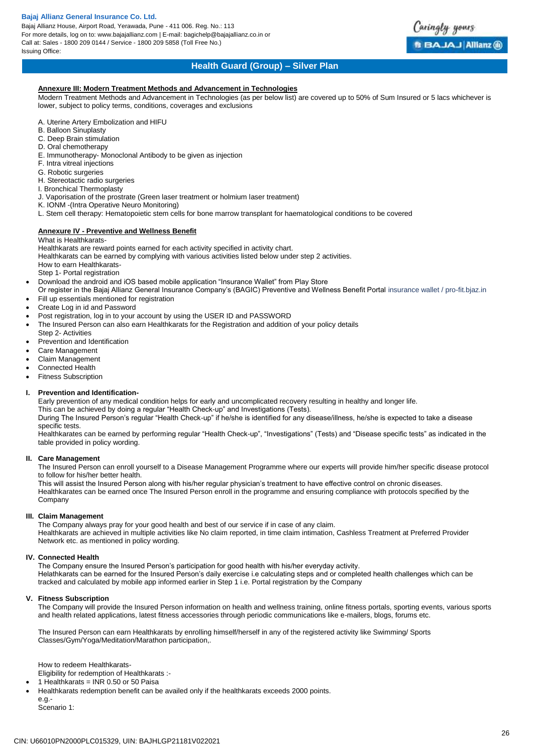#### Annexure III: Modern Treatment Methods and Advancement in Technologies

Modern Treatment Methods and Advancement in Technologies (as per below list) are covered up to 50% of Sum Insured or 5 lacs whichever is lower, subject to policy terms, conditions, coverages and exclusions

A. Uterine Artery Embolization and HIFU
B. Balloon Sinuplasty
C. Deep Brain stimulation
D. Oral chemotherapy
E. Immunotherapy- Monoclonal Antibody to be given as injection
F. Intra vitreal injections
G. Robotic surgeries
H. Stereotactic radio surgeries
I. Bronchical Thermoplasty
J. Vaporisation of the prostrate (Green laser treatment or holmium laser treatment)
K. IONM -(Intra Operative Neuro Monitoring)
L. Stem cell therapy: Hematopoietic stem cells for bone marrow transplant for haematological conditions to be covered

#### Annexure IV - Preventive and Wellness Benefit

What is Healthkarats-
Healthkarats are reward points earned for each activity specified in activity chart.
Healthkarats can be earned by complying with various activities listed below under step 2 activities.
How to earn Healthkarats-
Step 1- Portal registration

- Download the android and iOS based mobile application "Insurance Wallet" from Play Store
  Or register in the Bajaj Allianz General Insurance Company's (BAGIC) Preventive and Wellness Benefit Portal insurance wallet / pro-fit.bjaz.in
- Fill up essentials mentioned for registration
- Create Log in id and Password
- Post registration, log in to your account by using the USER ID and PASSWORD
- The Insured Person can also earn Healthkarats for the Registration and addition of your policy details
  Step 2- Activities
- Prevention and Identification
- Care Management
- Claim Management
- Connected Health
- Fitness Subscription

**I. Prevention and Identification-**

Early prevention of any medical condition helps for early and uncomplicated recovery resulting in healthy and longer life.
This can be achieved by doing a regular "Health Check-up" and Investigations (Tests).
During The Insured Person's regular "Health Check-up" if he/she is identified for any disease/illness, he/she is expected to take a disease specific tests.
Healthkarates can be earned by performing regular "Health Check-up", "Investigations" (Tests) and "Disease specific tests" as indicated in the table provided in policy wording.

**II. Care Management**

The Insured Person can enroll yourself to a Disease Management Programme where our experts will provide him/her specific disease protocol to follow for his/her better health.
This will assist the Insured Person along with his/her regular physician's treatment to have effective control on chronic diseases.
Healthkarates can be earned once The Insured Person enroll in the programme and ensuring compliance with protocols specified by the Company

**III. Claim Management**

The Company always pray for your good health and best of our service if in case of any claim.
Healthkarats are achieved in multiple activities like No claim reported, in time claim intimation, Cashless Treatment at Preferred Provider Network etc. as mentioned in policy wording.

**IV. Connected Health**

The Company ensure the Insured Person's participation for good health with his/her everyday activity.
Helathkarats can be earned for the Insured Person's daily exercise i.e calculating steps and or completed health challenges which can be tracked and calculated by mobile app informed earlier in Step 1 i.e. Portal registration by the Company

**V. Fitness Subscription**

The Company will provide the Insured Person information on health and wellness training, online fitness portals, sporting events, various sports and health related applications, latest fitness accessories through periodic communications like e-mailers, blogs, forums etc.

The Insured Person can earn Healthkarats by enrolling himself/herself in any of the registered activity like Swimming/ Sports Classes/Gym/Yoga/Meditation/Marathon participation,.

How to redeem Healthkarats-
Eligibility for redemption of Healthkarats :-

- 1 Healthkarats = INR 0.50 or 50 Paisa
- Healthkarats redemption benefit can be availed only if the healthkarats exceeds 2000 points.
  e.g.-
  Scenario 1: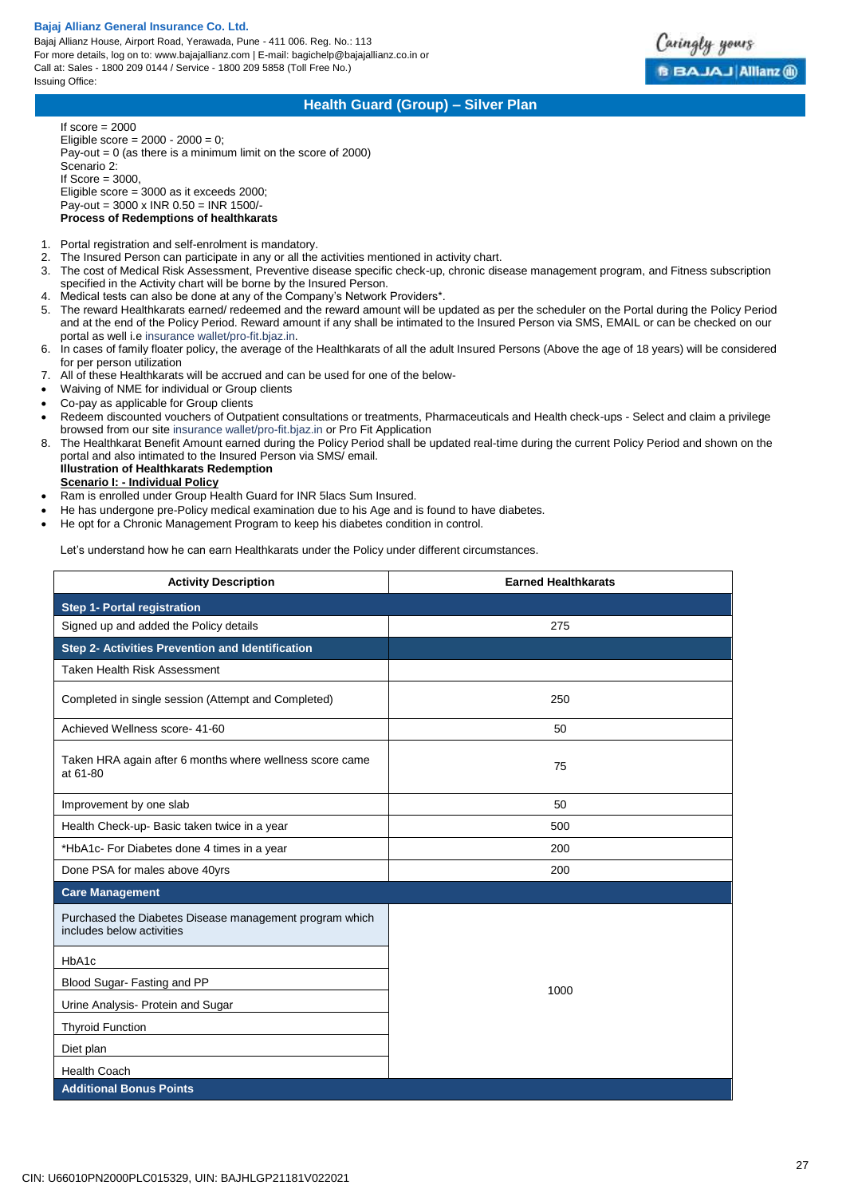If score = 2000
Eligible score = 2000 - 2000 = 0;
Pay-out = 0 (as there is a minimum limit on the score of 2000)
Scenario 2:
If Score = 3000,
Eligible score = 3000 as it exceeds 2000;
Pay-out = 3000 x INR 0.50 = INR 1500/-

**Process of Redemptions of healthkarats**

1. Portal registration and self-enrolment is mandatory.
2. The Insured Person can participate in any or all the activities mentioned in activity chart.
3. The cost of Medical Risk Assessment, Preventive disease specific check-up, chronic disease management program, and Fitness subscription specified in the Activity chart will be borne by the Insured Person.
4. Medical tests can also be done at any of the Company's Network Providers*.
5. The reward Healthkarats earned/ redeemed and the reward amount will be updated as per the scheduler on the Portal during the Policy Period and at the end of the Policy Period. Reward amount if any shall be intimated to the Insured Person via SMS, EMAIL or can be checked on our portal as well i.e insurance wallet/pro-fit.bjaz.in.
6. In cases of family floater policy, the average of the Healthkarats of all the adult Insured Persons (Above the age of 18 years) will be considered for per person utilization
7. All of these Healthkarats will be accrued and can be used for one of the below-

- Waiving of NME for individual or Group clients
- Co-pay as applicable for Group clients
- Redeem discounted vouchers of Outpatient consultations or treatments, Pharmaceuticals and Health check-ups - Select and claim a privilege browsed from our site insurance wallet/pro-fit.bjaz.in or Pro Fit Application

8. The Healthkarat Benefit Amount earned during the Policy Period shall be updated real-time during the current Policy Period and shown on the portal and also intimated to the Insured Person via SMS/ email.

**Illustration of Healthkarats Redemption**

**Scenario I: - Individual Policy**

- Ram is enrolled under Group Health Guard for INR 5lacs Sum Insured.
- He has undergone pre-Policy medical examination due to his Age and is found to have diabetes.
- He opt for a Chronic Management Program to keep his diabetes condition in control.

Let's understand how he can earn Healthkarats under the Policy under different circumstances.

| Activity Description | Earned Healthkarats |
|---|---|
| **Step 1- Portal registration** | |
| Signed up and added the Policy details | 275 |
| **Step 2- Activities Prevention and Identification** | |
| Taken Health Risk Assessment | |
| Completed in single session (Attempt and Completed) | 250 |
| Achieved Wellness score- 41-60 | 50 |
| Taken HRA again after 6 months where wellness score came at 61-80 | 75 |
| Improvement by one slab | 50 |
| Health Check-up- Basic taken twice in a year | 500 |
| *HbA1c- For Diabetes done 4 times in a year | 200 |
| Done PSA for males above 40yrs | 200 |
| **Care Management** | |
| Purchased the Diabetes Disease management program which includes below activities | 1000 |
| HbA1c | |
| Blood Sugar- Fasting and PP | |
| Urine Analysis- Protein and Sugar | |
| Thyroid Function | |
| Diet plan | |
| Health Coach | |
| **Additional Bonus Points** | |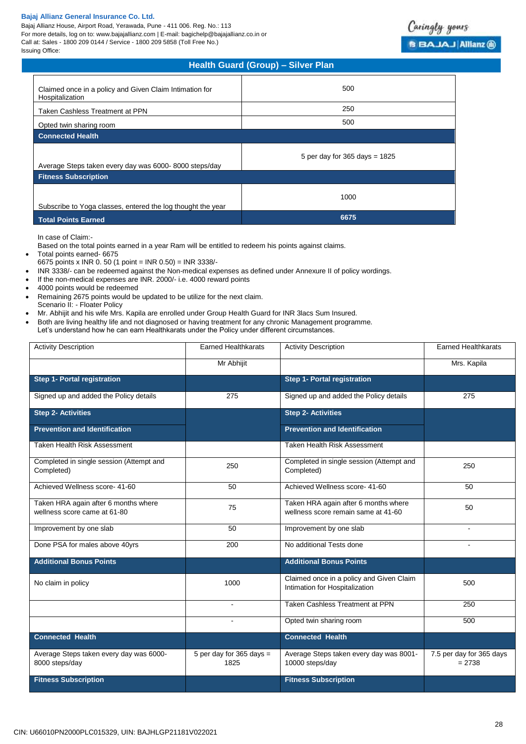## Health Guard (Group) – Silver Plan

| | |
|---|---|
| Claimed once in a policy and Given Claim Intimation for Hospitalization | 500 |
| Taken Cashless Treatment at PPN | 250 |
| Opted twin sharing room | 500 |
| **Connected Health** | |
| Average Steps taken every day was 6000- 8000 steps/day | 5 per day for 365 days = 1825 |
| **Fitness Subscription** | |
| Subscribe to Yoga classes, entered the log thought the year | 1000 |
| **Total Points Earned** | **6675** |

In case of Claim:-

Based on the total points earned in a year Ram will be entitled to redeem his points against claims.

- Total points earned- 6675
  6675 points x INR 0. 50 (1 point = INR 0.50) = INR 3338/-
- INR 3338/- can be redeemed against the Non-medical expenses as defined under Annexure II of policy wordings.
- If the non-medical expenses are INR. 2000/- i.e. 4000 reward points
- 4000 points would be redeemed
- Remaining 2675 points would be updated to be utilize for the next claim.
  Scenario II: - Floater Policy
- Mr. Abhijit and his wife Mrs. Kapila are enrolled under Group Health Guard for INR 3lacs Sum Insured.
- Both are living healthy life and not diagnosed or having treatment for any chronic Management programme.
  Let's understand how he can earn Healthkarats under the Policy under different circumstances.

| Activity Description | Earned Healthkarats | Activity Description | Earned Healthkarats |
|---|---|---|---|
| | Mr Abhijit | | Mrs. Kapila |
| **Step 1- Portal registration** | | **Step 1- Portal registration** | |
| Signed up and added the Policy details | 275 | Signed up and added the Policy details | 275 |
| **Step 2- Activities** | | **Step 2- Activities** | |
| **Prevention and Identification** | | **Prevention and Identification** | |
| Taken Health Risk Assessment | | Taken Health Risk Assessment | |
| Completed in single session (Attempt and Completed) | 250 | Completed in single session (Attempt and Completed) | 250 |
| Achieved Wellness score- 41-60 | 50 | Achieved Wellness score- 41-60 | 50 |
| Taken HRA again after 6 months where wellness score came at 61-80 | 75 | Taken HRA again after 6 months where wellness score remain same at 41-60 | 50 |
| Improvement by one slab | 50 | Improvement by one slab | - |
| Done PSA for males above 40yrs | 200 | No additional Tests done | - |
| **Additional Bonus Points** | | **Additional Bonus Points** | |
| No claim in policy | 1000 | Claimed once in a policy and Given Claim Intimation for Hospitalization | 500 |
| | - | Taken Cashless Treatment at PPN | 250 |
| | - | Opted twin sharing room | 500 |
| **Connected Health** | | **Connected Health** | |
| Average Steps taken every day was 6000-8000 steps/day | 5 per day for 365 days = 1825 | Average Steps taken every day was 8001-10000 steps/day | 7.5 per day for 365 days = 2738 |
| **Fitness Subscription** | | **Fitness Subscription** | |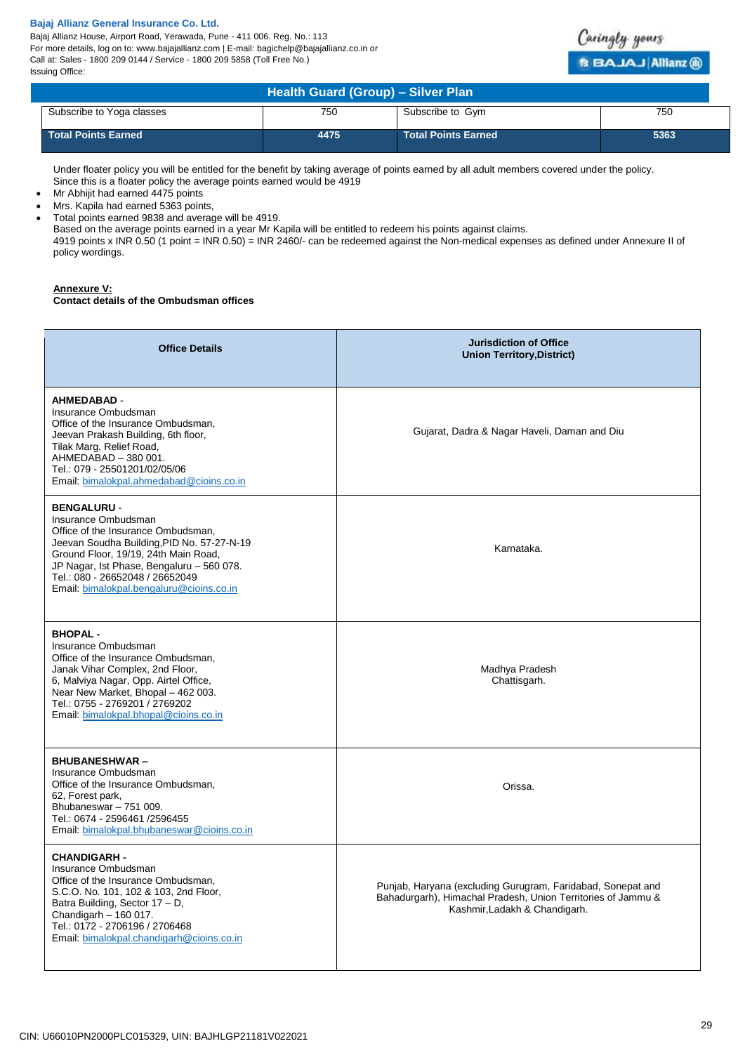| Subscribe to Yoga classes | 750 | Subscribe to Gym | 750 |
|---|---|---|---|
| **Total Points Earned** | **4475** | **Total Points Earned** | **5363** |

Under floater policy you will be entitled for the benefit by taking average of points earned by all adult members covered under the policy.
Since this is a floater policy the average points earned would be 4919

- Mr Abhijit had earned 4475 points
- Mrs. Kapila had earned 5363 points,
- Total points earned 9838 and average will be 4919.

Based on the average points earned in a year Mr Kapila will be entitled to redeem his points against claims.
4919 points x INR 0.50 (1 point = INR 0.50) = INR 2460/- can be redeemed against the Non-medical expenses as defined under Annexure II of policy wordings.

**Annexure V:**
**Contact details of the Ombudsman offices**

| Office Details | Jurisdiction of Office Union Territory,District) |
|---|---|
| **AHMEDABAD** - Insurance Ombudsman Office of the Insurance Ombudsman, Jeevan Prakash Building, 6th floor, Tilak Marg, Relief Road, AHMEDABAD – 380 001. Tel.: 079 - 25501201/02/05/06 Email: bimalokpal.ahmedabad@cioins.co.in | Gujarat, Dadra & Nagar Haveli, Daman and Diu |
| **BENGALURU** - Insurance Ombudsman Office of the Insurance Ombudsman, Jeevan Soudha Building,PID No. 57-27-N-19 Ground Floor, 19/19, 24th Main Road, JP Nagar, Ist Phase, Bengaluru – 560 078. Tel.: 080 - 26652048 / 26652049 Email: bimalokpal.bengaluru@cioins.co.in | Karnataka. |
| **BHOPAL** - Insurance Ombudsman Office of the Insurance Ombudsman, Janak Vihar Complex, 2nd Floor, 6, Malviya Nagar, Opp. Airtel Office, Near New Market, Bhopal – 462 003. Tel.: 0755 - 2769201 / 2769202 Email: bimalokpal.bhopal@cioins.co.in | Madhya Pradesh Chattisgarh. |
| **BHUBANESHWAR** – Insurance Ombudsman Office of the Insurance Ombudsman, 62, Forest park, Bhubaneswar – 751 009. Tel.: 0674 - 2596461 /2596455 Email: bimalokpal.bhubaneswar@cioins.co.in | Orissa. |
| **CHANDIGARH** - Insurance Ombudsman Office of the Insurance Ombudsman, S.C.O. No. 101, 102 & 103, 2nd Floor, Batra Building, Sector 17 – D, Chandigarh – 160 017. Tel.: 0172 - 2706196 / 2706468 Email: bimalokpal.chandigarh@cioins.co.in | Punjab, Haryana (excluding Gurugram, Faridabad, Sonepat and Bahadurgarh), Himachal Pradesh, Union Territories of Jammu & Kashmir,Ladakh & Chandigarh. |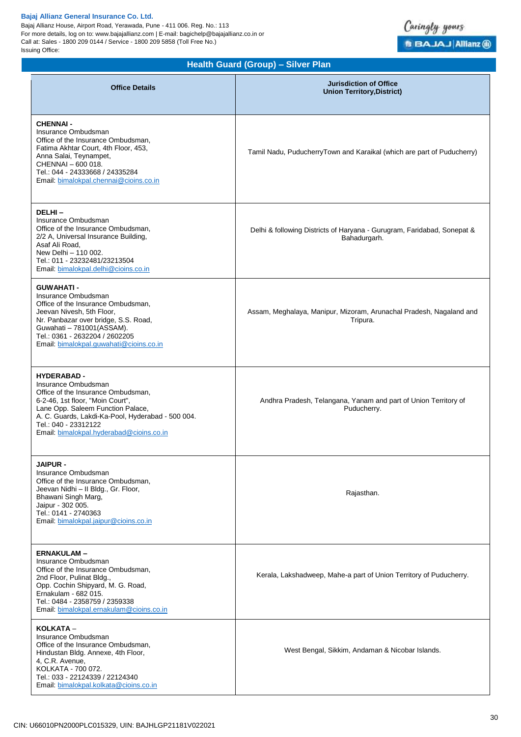## Health Guard (Group) – Silver Plan

| Office Details | Jurisdiction of Office Union Territory,District) |
|---|---|
| **CHENNAI -** Insurance Ombudsman Office of the Insurance Ombudsman, Fatima Akhtar Court, 4th Floor, 453, Anna Salai, Teynampet, CHENNAI – 600 018. Tel.: 044 - 24333668 / 24335284 Email: bimalokpal.chennai@cioins.co.in | Tamil Nadu, PuducherryTown and Karaikal (which are part of Puducherry) |
| **DELHI –** Insurance Ombudsman Office of the Insurance Ombudsman, 2/2 A, Universal Insurance Building, Asaf Ali Road, New Delhi – 110 002. Tel.: 011 - 23232481/23213504 Email: bimalokpal.delhi@cioins.co.in | Delhi & following Districts of Haryana - Gurugram, Faridabad, Sonepat & Bahadurgarh. |
| **GUWAHATI -** Insurance Ombudsman Office of the Insurance Ombudsman, Jeevan Nivesh, 5th Floor, Nr. Panbazar over bridge, S.S. Road, Guwahati – 781001(ASSAM). Tel.: 0361 - 2632204 / 2602205 Email: bimalokpal.guwahati@cioins.co.in | Assam, Meghalaya, Manipur, Mizoram, Arunachal Pradesh, Nagaland and Tripura. |
| **HYDERABAD -** Insurance Ombudsman Office of the Insurance Ombudsman, 6-2-46, 1st floor, "Moin Court", Lane Opp. Saleem Function Palace, A. C. Guards, Lakdi-Ka-Pool, Hyderabad - 500 004. Tel.: 040 - 23312122 Email: bimalokpal.hyderabad@cioins.co.in | Andhra Pradesh, Telangana, Yanam and part of Union Territory of Puducherry. |
| **JAIPUR -** Insurance Ombudsman Office of the Insurance Ombudsman, Jeevan Nidhi – II Bldg., Gr. Floor, Bhawani Singh Marg, Jaipur - 302 005. Tel.: 0141 - 2740363 Email: bimalokpal.jaipur@cioins.co.in | Rajasthan. |
| **ERNAKULAM –** Insurance Ombudsman Office of the Insurance Ombudsman, 2nd Floor, Pulinat Bldg., Opp. Cochin Shipyard, M. G. Road, Ernakulam - 682 015. Tel.: 0484 - 2358759 / 2359338 Email: bimalokpal.ernakulam@cioins.co.in | Kerala, Lakshadweep, Mahe-a part of Union Territory of Puducherry. |
| **KOLKATA –** Insurance Ombudsman Office of the Insurance Ombudsman, Hindustan Bldg. Annexe, 4th Floor, 4, C.R. Avenue, KOLKATA - 700 072. Tel.: 033 - 22124339 / 22124340 Email: bimalokpal.kolkata@cioins.co.in | West Bengal, Sikkim, Andaman & Nicobar Islands. |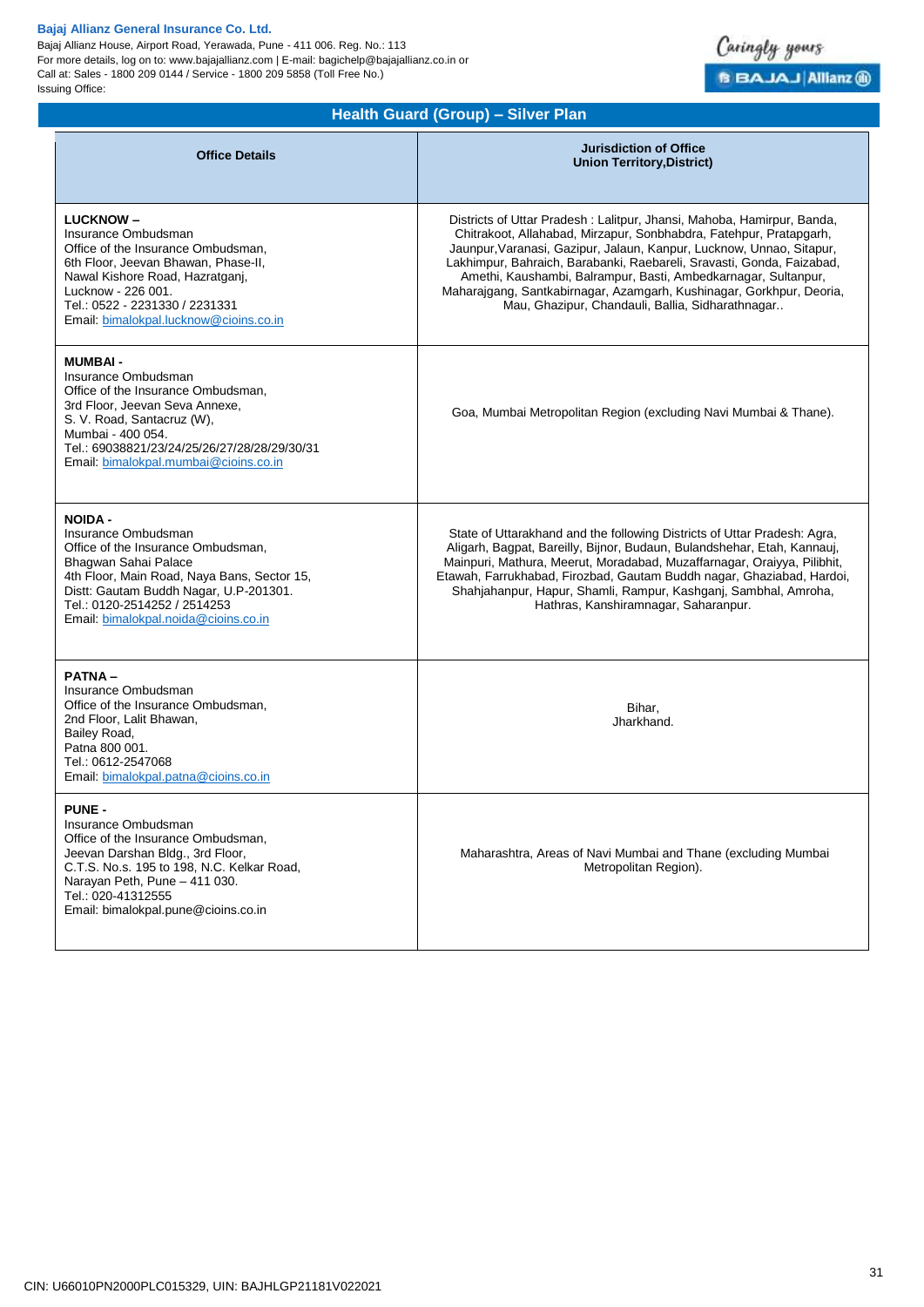## Health Guard (Group) – Silver Plan

| Office Details | Jurisdiction of Office Union Territory,District) |
|---|---|
| **LUCKNOW –** Insurance Ombudsman Office of the Insurance Ombudsman, 6th Floor, Jeevan Bhawan, Phase-II, Nawal Kishore Road, Hazratganj, Lucknow - 226 001. Tel.: 0522 - 2231330 / 2231331 Email: bimalokpal.lucknow@cioins.co.in | Districts of Uttar Pradesh : Lalitpur, Jhansi, Mahoba, Hamirpur, Banda, Chitrakoot, Allahabad, Mirzapur, Sonbhabdra, Fatehpur, Pratapgarh, Jaunpur,Varanasi, Gazipur, Jalaun, Kanpur, Lucknow, Unnao, Sitapur, Lakhimpur, Bahraich, Barabanki, Raebareli, Sravasti, Gonda, Faizabad, Amethi, Kaushambi, Balrampur, Basti, Ambedkarnagar, Sultanpur, Maharajgang, Santkabirnagar, Azamgarh, Kushinagar, Gorkhpur, Deoria, Mau, Ghazipur, Chandauli, Ballia, Sidharathnagar.. |
| **MUMBAI -** Insurance Ombudsman Office of the Insurance Ombudsman, 3rd Floor, Jeevan Seva Annexe, S. V. Road, Santacruz (W), Mumbai - 400 054. Tel.: 69038821/23/24/25/26/27/28/28/29/30/31 Email: bimalokpal.mumbai@cioins.co.in | Goa, Mumbai Metropolitan Region (excluding Navi Mumbai & Thane). |
| **NOIDA -** Insurance Ombudsman Office of the Insurance Ombudsman, Bhagwan Sahai Palace 4th Floor, Main Road, Naya Bans, Sector 15, Distt: Gautam Buddh Nagar, U.P-201301. Tel.: 0120-2514252 / 2514253 Email: bimalokpal.noida@cioins.co.in | State of Uttarakhand and the following Districts of Uttar Pradesh: Agra, Aligarh, Bagpat, Bareilly, Bijnor, Budaun, Bulandshehar, Etah, Kannauj, Mainpuri, Mathura, Meerut, Moradabad, Muzaffarnagar, Oraiyya, Pilibhit, Etawah, Farrukhabad, Firozbad, Gautam Buddh nagar, Ghaziabad, Hardoi, Shahjahanpur, Hapur, Shamli, Rampur, Kashganj, Sambhal, Amroha, Hathras, Kanshiramnagar, Saharanpur. |
| **PATNA –** Insurance Ombudsman Office of the Insurance Ombudsman, 2nd Floor, Lalit Bhawan, Bailey Road, Patna 800 001. Tel.: 0612-2547068 Email: bimalokpal.patna@cioins.co.in | Bihar, Jharkhand. |
| **PUNE -** Insurance Ombudsman Office of the Insurance Ombudsman, Jeevan Darshan Bldg., 3rd Floor, C.T.S. No.s. 195 to 198, N.C. Kelkar Road, Narayan Peth, Pune – 411 030. Tel.: 020-41312555 Email: bimalokpal.pune@cioins.co.in | Maharashtra, Areas of Navi Mumbai and Thane (excluding Mumbai Metropolitan Region). |